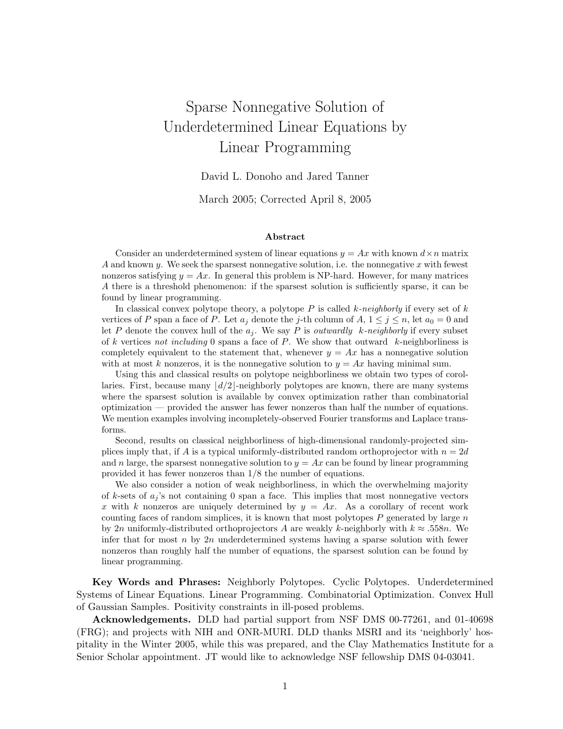# Sparse Nonnegative Solution of Underdetermined Linear Equations by Linear Programming

David L. Donoho and Jared Tanner

March 2005; Corrected April 8, 2005

### Abstract

Consider an underdetermined system of linear equations $y = Ax$ with known $d \times n$ matrix $A$ and known $y$. We seek the sparsest nonnegative solution, i.e. the nonnegative $x$ with fewest nonzeros satisfying $y = Ax$. In general this problem is NP-hard. However, for many matrices $A$ there is a threshold phenomenon: if the sparsest solution is sufficiently sparse, it can be found by linear programming.

In classical convex polytope theory, a polytope $P$ is called *$k$-neighborly* if every set of $k$ vertices of $P$ span a face of $P$. Let $a_j$ denote the $j$-th column of $A$, $1 \le j \le n$, let $a_0 = 0$ and let $P$ denote the convex hull of the $a_j$. We say $P$ is *outwardly $k$-neighborly* if every subset of $k$ vertices *not including* 0 spans a face of $P$. We show that outward $k$-neighborliness is completely equivalent to the statement that, whenever $y = Ax$ has a nonnegative solution with at most $k$ nonzeros, it is the nonnegative solution to $y = Ax$ having minimal sum.

Using this and classical results on polytope neighborliness we obtain two types of corollaries. First, because many $\lfloor d/2 \rfloor$-neighborly polytopes are known, there are many systems where the sparsest solution is available by convex optimization rather than combinatorial optimization — provided the answer has fewer nonzeros than half the number of equations. We mention examples involving incompletely-observed Fourier transforms and Laplace transforms.

Second, results on classical neighborliness of high-dimensional randomly-projected simplices imply that, if $A$ is a typical uniformly-distributed random orthoprojector with $n = 2d$ and $n$ large, the sparsest nonnegative solution to $y = Ax$ can be found by linear programming provided it has fewer nonzeros than $1/8$ the number of equations.

We also consider a notion of weak neighborliness, in which the overwhelming majority of $k$-sets of $a_j$'s not containing 0 span a face. This implies that most nonnegative vectors $x$ with $k$ nonzeros are uniquely determined by $y = Ax$. As a corollary of recent work counting faces of random simplices, it is known that most polytopes $P$ generated by large $n$ by $2n$ uniformly-distributed orthoprojectors $A$ are weakly $k$-neighborly with $k \approx .558n$. We infer that for most $n$ by $2n$ underdetermined systems having a sparse solution with fewer nonzeros than roughly half the number of equations, the sparsest solution can be found by linear programming.

**Key Words and Phrases:** Neighborly Polytopes. Cyclic Polytopes. Underdetermined Systems of Linear Equations. Linear Programming. Combinatorial Optimization. Convex Hull of Gaussian Samples. Positivity constraints in ill-posed problems.

**Acknowledgements.** DLD had partial support from NSF DMS 00-77261, and 01-40698 (FRG); and projects with NIH and ONR-MURI. DLD thanks MSRI and its 'neighborly' hospitality in the Winter 2005, while this was prepared, and the Clay Mathematics Institute for a Senior Scholar appointment. JT would like to acknowledge NSF fellowship DMS 04-03041.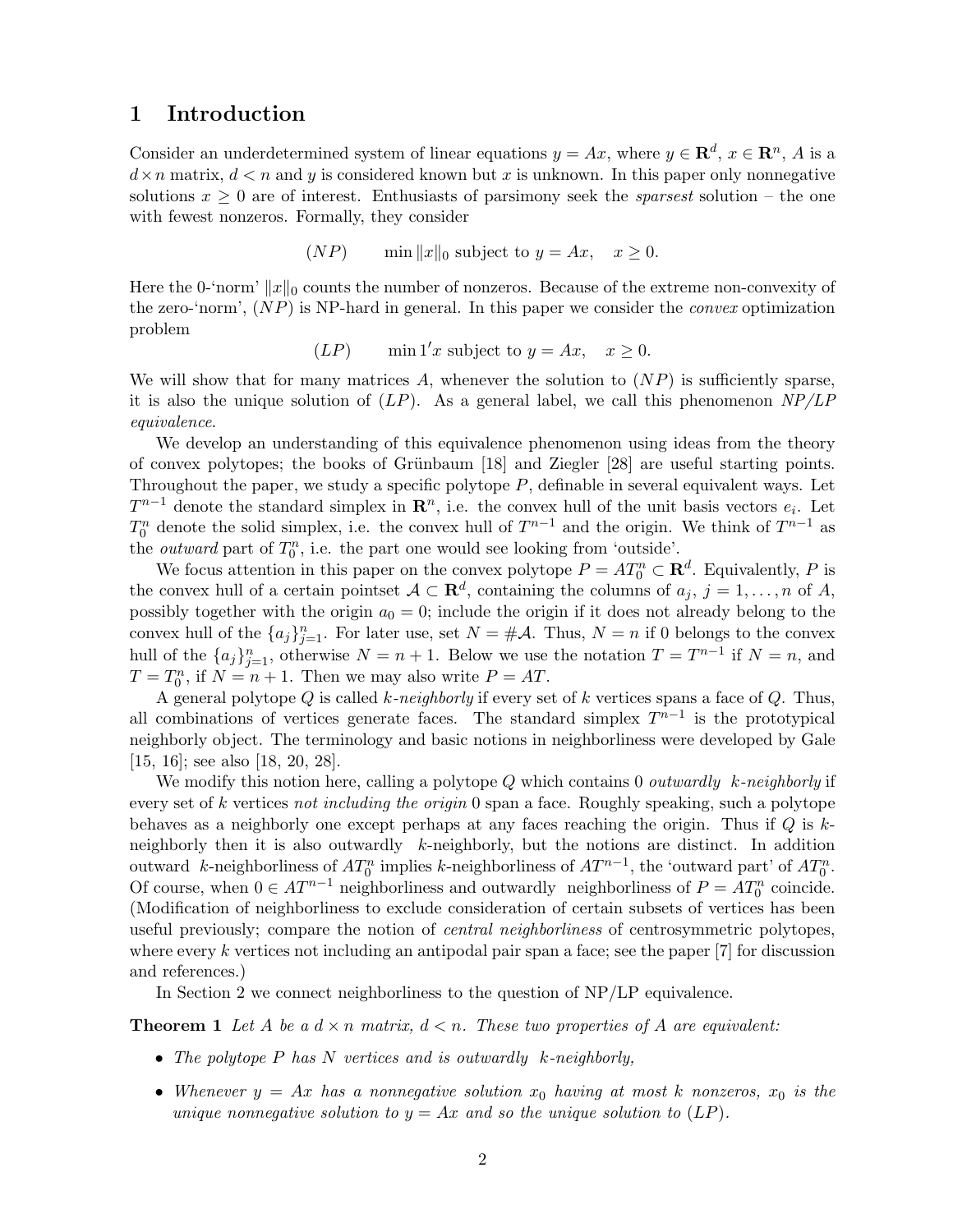## 1 Introduction

Consider an underdetermined system of linear equations $y = Ax$, where $y \in \mathbf{R}^d$, $x \in \mathbf{R}^n$, $A$ is a $d \times n$ matrix, $d < n$ and $y$ is considered known but $x$ is unknown. In this paper only nonnegative solutions $x \geq 0$ are of interest. Enthusiasts of parsimony seek the *sparsest* solution – the one with fewest nonzeros. Formally, they consider

$$(NP) \qquad \min \|x\|_0 \text{ subject to } y = Ax, \quad x \geq 0.$$

Here the 0-'norm' $\|x\|_0$ counts the number of nonzeros. Because of the extreme non-convexity of the zero-'norm', $(NP)$ is NP-hard in general. In this paper we consider the *convex* optimization problem

$$(LP) \qquad \min 1'x \text{ subject to } y = Ax, \quad x \geq 0.$$

We will show that for many matrices $A$, whenever the solution to $(NP)$ is sufficiently sparse, it is also the unique solution of $(LP)$. As a general label, we call this phenomenon *NP/LP equivalence*.

We develop an understanding of this equivalence phenomenon using ideas from the theory of convex polytopes; the books of Grünbaum [18] and Ziegler [28] are useful starting points. Throughout the paper, we study a specific polytope $P$, definable in several equivalent ways. Let $T^{n-1}$ denote the standard simplex in $\mathbf{R}^n$, i.e. the convex hull of the unit basis vectors $e_i$. Let $T_0^n$ denote the solid simplex, i.e. the convex hull of $T^{n-1}$ and the origin. We think of $T^{n-1}$ as the *outward* part of $T_0^n$, i.e. the part one would see looking from 'outside'.

We focus attention in this paper on the convex polytope $P = AT_0^n \subset \mathbf{R}^d$. Equivalently, $P$ is the convex hull of a certain pointset $\mathcal{A} \subset \mathbf{R}^d$, containing the columns of $a_j$, $j = 1, \ldots, n$ of $A$, possibly together with the origin $a_0 = 0$; include the origin if it does not already belong to the convex hull of the $\{a_j\}_{j=1}^n$. For later use, set $N = \#\mathcal{A}$. Thus, $N = n$ if 0 belongs to the convex hull of the $\{a_j\}_{j=1}^n$, otherwise $N = n + 1$. Below we use the notation $T = T^{n-1}$ if $N = n$, and $T = T_0^n$, if $N = n + 1$. Then we may also write $P = AT$.

A general polytope $Q$ is called *k-neighborly* if every set of $k$ vertices spans a face of $Q$. Thus, all combinations of vertices generate faces. The standard simplex $T^{n-1}$ is the prototypical neighborly object. The terminology and basic notions in neighborliness were developed by Gale [15, 16]; see also [18, 20, 28].

We modify this notion here, calling a polytope $Q$ which contains 0 *outwardly k-neighborly* if every set of $k$ vertices *not including the origin* 0 span a face. Roughly speaking, such a polytope behaves as a neighborly one except perhaps at any faces reaching the origin. Thus if $Q$ is $k$-neighborly then it is also outwardly $k$-neighborly, but the notions are distinct. In addition outward $k$-neighborliness of $AT_0^n$ implies $k$-neighborliness of $AT^{n-1}$, the 'outward part' of $AT_0^n$. Of course, when $0 \in AT^{n-1}$ neighborliness and outwardly neighborliness of $P = AT_0^n$ coincide. (Modification of neighborliness to exclude consideration of certain subsets of vertices has been useful previously; compare the notion of *central neighborliness* of centrosymmetric polytopes, where every $k$ vertices not including an antipodal pair span a face; see the paper [7] for discussion and references.)

In Section 2 we connect neighborliness to the question of NP/LP equivalence.

**Theorem 1** *Let $A$ be a $d \times n$ matrix, $d < n$. These two properties of $A$ are equivalent:*

- *The polytope $P$ has $N$ vertices and is outwardly $k$-neighborly,*
- *Whenever $y = Ax$ has a nonnegative solution $x_0$ having at most $k$ nonzeros, $x_0$ is the unique nonnegative solution to $y = Ax$ and so the unique solution to $(LP)$.*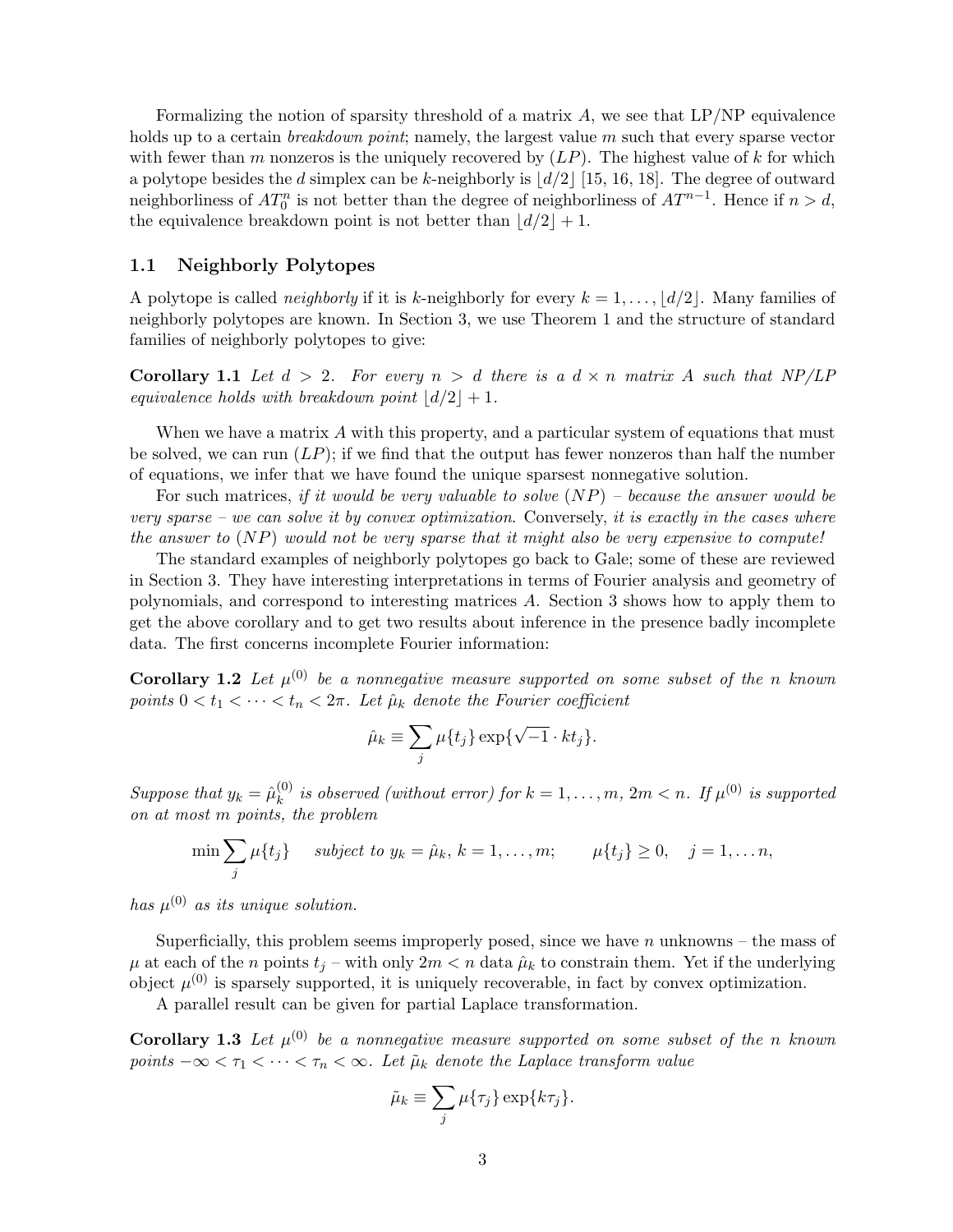Formalizing the notion of sparsity threshold of a matrix $A$, we see that LP/NP equivalence holds up to a certain *breakdown point*; namely, the largest value $m$ such that every sparse vector with fewer than $m$ nonzeros is the uniquely recovered by $(LP)$. The highest value of $k$ for which a polytope besides the $d$ simplex can be $k$-neighborly is $\lfloor d/2 \rfloor$ [15, 16, 18]. The degree of outward neighborliness of $AT_0^n$ is not better than the degree of neighborliness of $AT^{n-1}$. Hence if $n > d$, the equivalence breakdown point is not better than $\lfloor d/2 \rfloor + 1$.

### 1.1 Neighborly Polytopes

A polytope is called *neighborly* if it is $k$-neighborly for every $k = 1, \ldots, \lfloor d/2 \rfloor$. Many families of neighborly polytopes are known. In Section 3, we use Theorem 1 and the structure of standard families of neighborly polytopes to give:

**Corollary 1.1** *Let $d > 2$. For every $n > d$ there is a $d \times n$ matrix $A$ such that NP/LP equivalence holds with breakdown point $\lfloor d/2 \rfloor + 1$.*

When we have a matrix $A$ with this property, and a particular system of equations that must be solved, we can run $(LP)$; if we find that the output has fewer nonzeros than half the number of equations, we infer that we have found the unique sparsest nonnegative solution.

For such matrices, *if it would be very valuable to solve $(NP)$ – because the answer would be very sparse – we can solve it by convex optimization.* Conversely, *it is exactly in the cases where the answer to $(NP)$ would not be very sparse that it might also be very expensive to compute!*

The standard examples of neighborly polytopes go back to Gale; some of these are reviewed in Section 3. They have interesting interpretations in terms of Fourier analysis and geometry of polynomials, and correspond to interesting matrices $A$. Section 3 shows how to apply them to get the above corollary and to get two results about inference in the presence badly incomplete data. The first concerns incomplete Fourier information:

**Corollary 1.2** *Let $\mu^{(0)}$ be a nonnegative measure supported on some subset of the $n$ known points $0 < t_1 < \cdots < t_n < 2\pi$. Let $\hat{\mu}_k$ denote the Fourier coefficient*

$$\hat{\mu}_k \equiv \sum_j \mu\{t_j\} \exp\{\sqrt{-1} \cdot kt_j\}.$$

*Suppose that $y_k = \hat{\mu}_k^{(0)}$ is observed (without error) for $k = 1, \ldots, m$, $2m < n$. If $\mu^{(0)}$ is supported on at most $m$ points, the problem*

$$\min \sum_j \mu\{t_j\} \quad \text{subject to } y_k = \hat{\mu}_k,\ k = 1, \ldots, m; \qquad \mu\{t_j\} \geq 0, \quad j = 1, \ldots n,$$

*has $\mu^{(0)}$ as its unique solution.*

Superficially, this problem seems improperly posed, since we have $n$ unknowns – the mass of $\mu$ at each of the $n$ points $t_j$ – with only $2m < n$ data $\hat{\mu}_k$ to constrain them. Yet if the underlying object $\mu^{(0)}$ is sparsely supported, it is uniquely recoverable, in fact by convex optimization.

A parallel result can be given for partial Laplace transformation.

**Corollary 1.3** *Let $\mu^{(0)}$ be a nonnegative measure supported on some subset of the $n$ known points $-\infty < \tau_1 < \cdots < \tau_n < \infty$. Let $\tilde{\mu}_k$ denote the Laplace transform value*

$$\tilde{\mu}_k \equiv \sum_j \mu\{\tau_j\} \exp\{k\tau_j\}.$$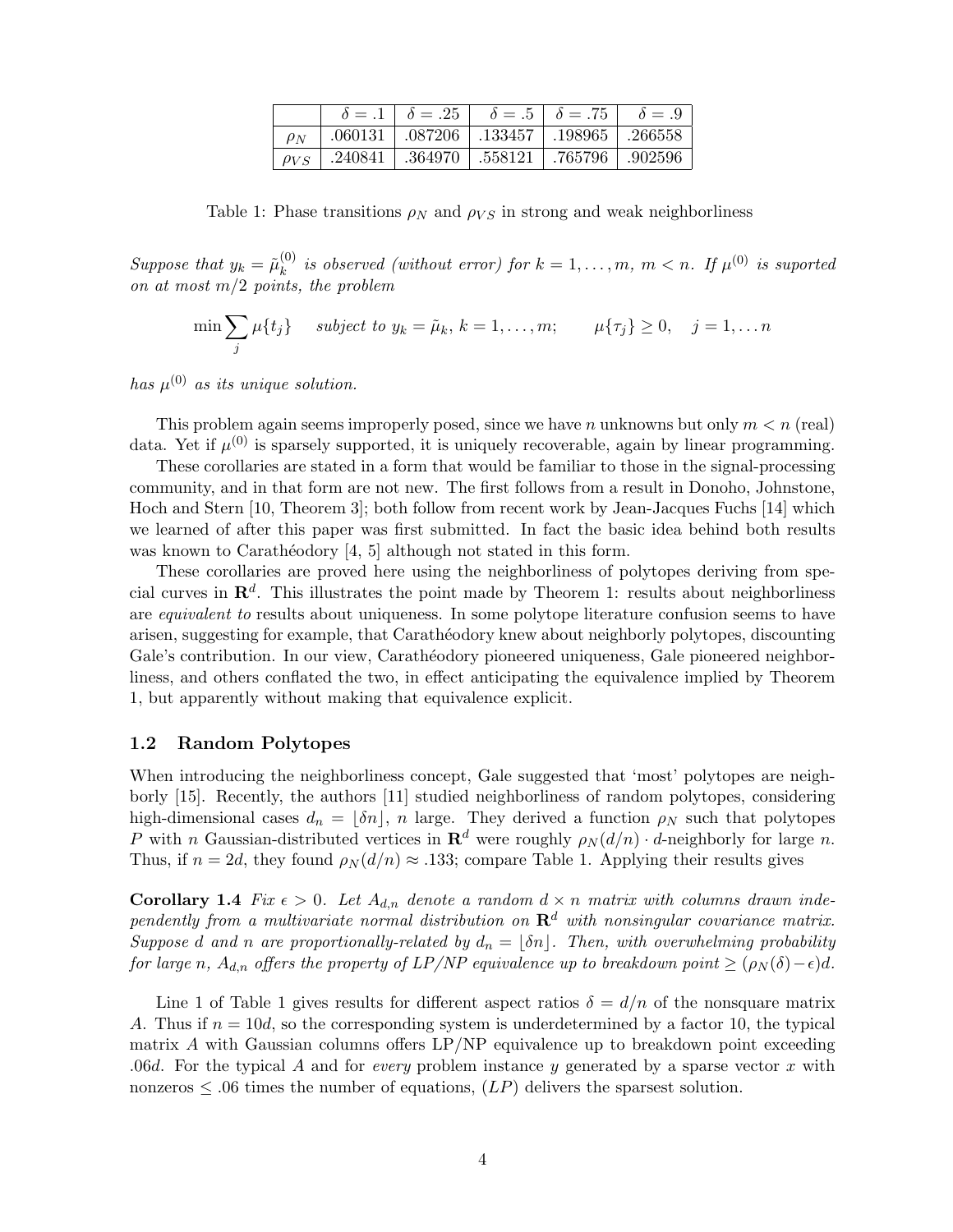|  | $\delta = .1$ | $\delta = .25$ | $\delta = .5$ | $\delta = .75$ | $\delta = .9$ |
|---|---|---|---|---|---|
| $\rho_N$ | .060131 | .087206 | .133457 | .198965 | .266558 |
| $\rho_{VS}$ | .240841 | .364970 | .558121 | .765796 | .902596 |

Table 1: Phase transitions $\rho_N$ and $\rho_{VS}$ in strong and weak neighborliness

*Suppose that $y_k = \tilde{\mu}_k^{(0)}$ is observed (without error) for $k = 1, \dots, m$, $m < n$. If $\mu^{(0)}$ is suported on at most $m/2$ points, the problem*

$$\min \sum_j \mu\{t_j\} \quad \text{subject to } y_k = \tilde{\mu}_k,\ k = 1, \dots, m; \qquad \mu\{\tau_j\} \geq 0, \quad j = 1, \dots n$$

*has $\mu^{(0)}$ as its unique solution.*

This problem again seems improperly posed, since we have $n$ unknowns but only $m < n$ (real) data. Yet if $\mu^{(0)}$ is sparsely supported, it is uniquely recoverable, again by linear programming.

These corollaries are stated in a form that would be familiar to those in the signal-processing community, and in that form are not new. The first follows from a result in Donoho, Johnstone, Hoch and Stern [10, Theorem 3]; both follow from recent work by Jean-Jacques Fuchs [14] which we learned of after this paper was first submitted. In fact the basic idea behind both results was known to Carathéodory [4, 5] although not stated in this form.

These corollaries are proved here using the neighborliness of polytopes deriving from special curves in $\mathbf{R}^d$. This illustrates the point made by Theorem 1: results about neighborliness are *equivalent to* results about uniqueness. In some polytope literature confusion seems to have arisen, suggesting for example, that Carathéodory knew about neighborly polytopes, discounting Gale's contribution. In our view, Carathéodory pioneered uniqueness, Gale pioneered neighborliness, and others conflated the two, in effect anticipating the equivalence implied by Theorem 1, but apparently without making that equivalence explicit.

### 1.2 Random Polytopes

When introducing the neighborliness concept, Gale suggested that 'most' polytopes are neighborly [15]. Recently, the authors [11] studied neighborliness of random polytopes, considering high-dimensional cases $d_n = \lfloor \delta n \rfloor$, $n$ large. They derived a function $\rho_N$ such that polytopes $P$ with $n$ Gaussian-distributed vertices in $\mathbf{R}^d$ were roughly $\rho_N(d/n) \cdot d$-neighborly for large $n$. Thus, if $n = 2d$, they found $\rho_N(d/n) \approx .133$; compare Table 1. Applying their results gives

**Corollary 1.4** *Fix $\epsilon > 0$. Let $A_{d,n}$ denote a random $d \times n$ matrix with columns drawn independently from a multivariate normal distribution on $\mathbf{R}^d$ with nonsingular covariance matrix. Suppose $d$ and $n$ are proportionally-related by $d_n = \lfloor \delta n \rfloor$. Then, with overwhelming probability for large $n$, $A_{d,n}$ offers the property of LP/NP equivalence up to breakdown point $\geq (\rho_N(\delta) - \epsilon)d$.*

Line 1 of Table 1 gives results for different aspect ratios $\delta = d/n$ of the nonsquare matrix $A$. Thus if $n = 10d$, so the corresponding system is underdetermined by a factor 10, the typical matrix $A$ with Gaussian columns offers LP/NP equivalence up to breakdown point exceeding $.06d$. For the typical $A$ and for *every* problem instance $y$ generated by a sparse vector $x$ with nonzeros $\leq .06$ times the number of equations, $(LP)$ delivers the sparsest solution.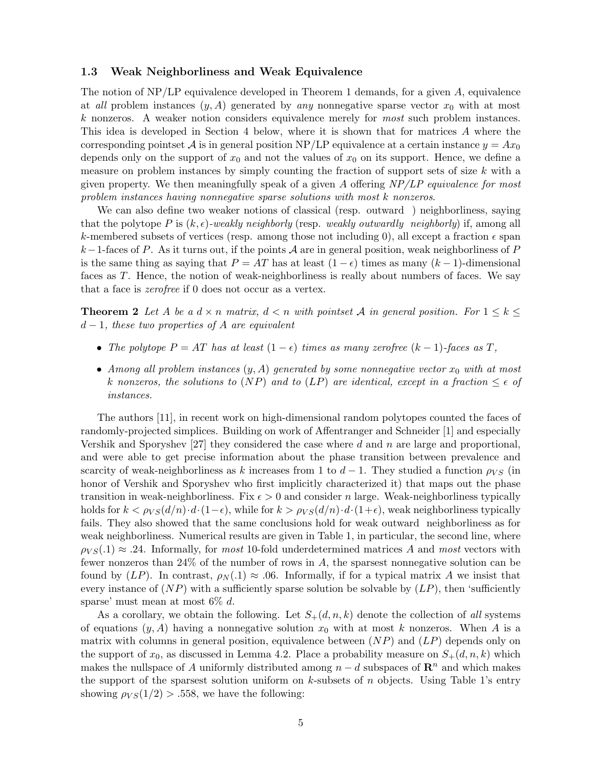### 1.3 Weak Neighborliness and Weak Equivalence

The notion of NP/LP equivalence developed in Theorem 1 demands, for a given $A$, equivalence at *all* problem instances $(y, A)$ generated by *any* nonnegative sparse vector $x_0$ with at most $k$ nonzeros. A weaker notion considers equivalence merely for *most* such problem instances. This idea is developed in Section 4 below, where it is shown that for matrices $A$ where the corresponding pointset $\mathcal{A}$ is in general position NP/LP equivalence at a certain instance $y = Ax_0$ depends only on the support of $x_0$ and not the values of $x_0$ on its support. Hence, we define a measure on problem instances by simply counting the fraction of support sets of size $k$ with a given property. We then meaningfully speak of a given $A$ offering *NP/LP equivalence for most problem instances having nonnegative sparse solutions with most k nonzeros.*

We can also define two weaker notions of classical (resp. outward ) neighborliness, saying that the polytope $P$ is $(k, \epsilon)$*-weakly neighborly* (resp. *weakly outwardly neighborly*) if, among all $k$-membered subsets of vertices (resp. among those not including 0), all except a fraction $\epsilon$ span $k-1$-faces of $P$. As it turns out, if the points $\mathcal{A}$ are in general position, weak neighborliness of $P$ is the same thing as saying that $P = AT$ has at least $(1 - \epsilon)$ times as many $(k - 1)$-dimensional faces as $T$. Hence, the notion of weak-neighborliness is really about numbers of faces. We say that a face is *zerofree* if 0 does not occur as a vertex.

**Theorem 2** *Let $A$ be a $d \times n$ matrix, $d < n$ with pointset $\mathcal{A}$ in general position. For $1 \le k \le d - 1$, these two properties of $A$ are equivalent*

- *The polytope $P = AT$ has at least $(1 - \epsilon)$ times as many zerofree $(k - 1)$-faces as $T$,*
- *Among all problem instances $(y, A)$ generated by some nonnegative vector $x_0$ with at most $k$ nonzeros, the solutions to $(NP)$ and to $(LP)$ are identical, except in a fraction $\le \epsilon$ of instances.*

The authors [11], in recent work on high-dimensional random polytopes counted the faces of randomly-projected simplices. Building on work of Affentranger and Schneider [1] and especially Vershik and Sporyshev [27] they considered the case where $d$ and $n$ are large and proportional, and were able to get precise information about the phase transition between prevalence and scarcity of weak-neighborliness as $k$ increases from 1 to $d - 1$. They studied a function $\rho_{VS}$ (in honor of Vershik and Sporyshev who first implicitly characterized it) that maps out the phase transition in weak-neighborliness. Fix $\epsilon > 0$ and consider $n$ large. Weak-neighborliness typically holds for $k < \rho_{VS}(d/n) \cdot d \cdot (1 - \epsilon)$, while for $k > \rho_{VS}(d/n) \cdot d \cdot (1 + \epsilon)$, weak neighborliness typically fails. They also showed that the same conclusions hold for weak outward neighborliness as for weak neighborliness. Numerical results are given in Table 1, in particular, the second line, where $\rho_{VS}(.1) \approx .24$. Informally, for *most* 10-fold underdetermined matrices $A$ and *most* vectors with fewer nonzeros than 24% of the number of rows in $A$, the sparsest nonnegative solution can be found by $(LP)$. In contrast, $\rho_N(.1) \approx .06$. Informally, if for a typical matrix $A$ we insist that every instance of $(NP)$ with a sufficiently sparse solution be solvable by $(LP)$, then 'sufficiently sparse' must mean at most 6% $d$.

As a corollary, we obtain the following. Let $S_+(d, n, k)$ denote the collection of *all* systems of equations $(y, A)$ having a nonnegative solution $x_0$ with at most $k$ nonzeros. When $A$ is a matrix with columns in general position, equivalence between $(NP)$ and $(LP)$ depends only on the support of $x_0$, as discussed in Lemma 4.2. Place a probability measure on $S_+(d, n, k)$ which makes the nullspace of $A$ uniformly distributed among $n - d$ subspaces of $\mathbf{R}^n$ and which makes the support of the sparsest solution uniform on $k$-subsets of $n$ objects. Using Table 1's entry showing $\rho_{VS}(1/2) > .558$, we have the following: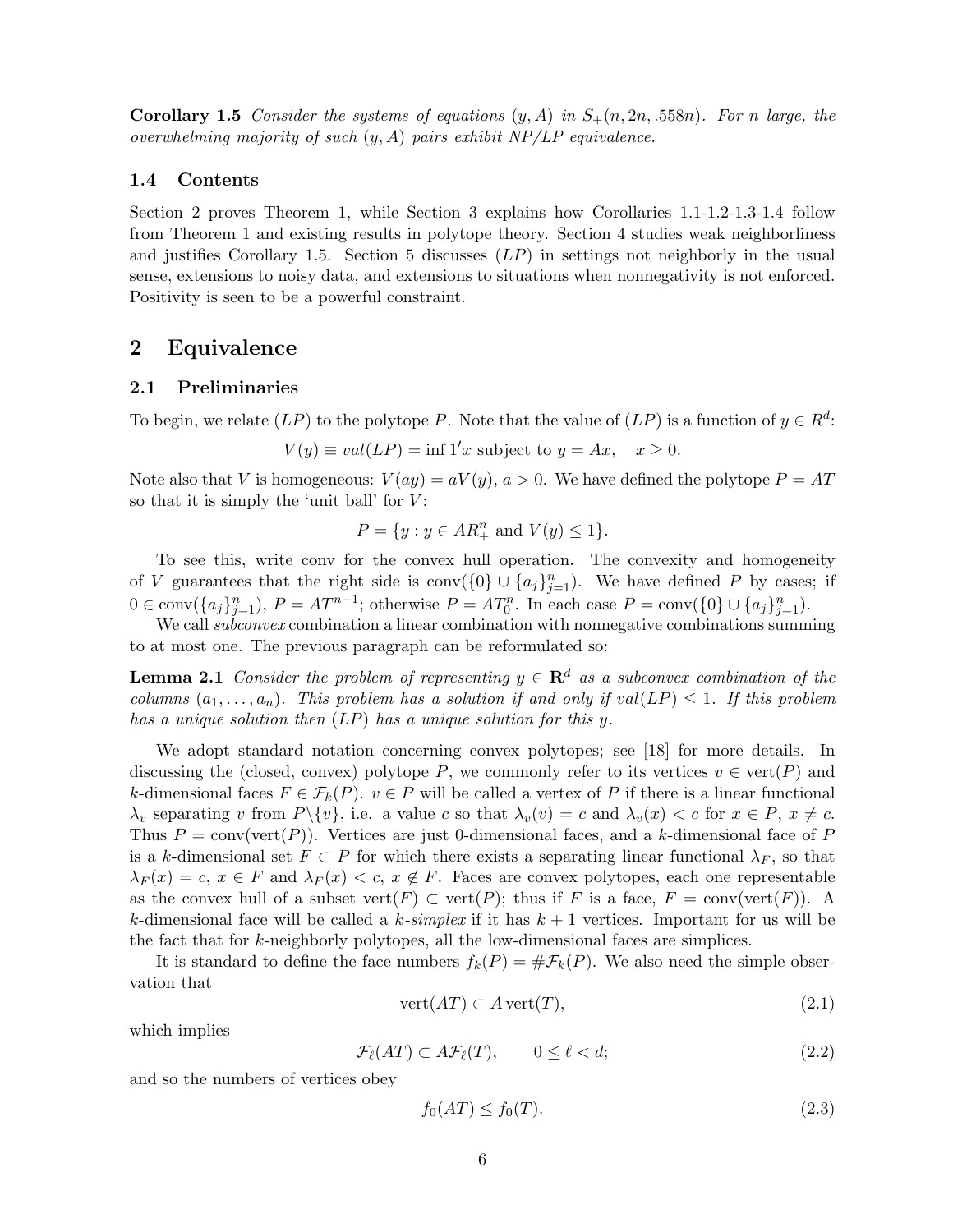**Corollary 1.5** *Consider the systems of equations $(y, A)$ in $S_+(n, 2n, .558n)$. For $n$ large, the overwhelming majority of such $(y, A)$ pairs exhibit NP/LP equivalence.*

### 1.4 Contents

Section 2 proves Theorem 1, while Section 3 explains how Corollaries 1.1-1.2-1.3-1.4 follow from Theorem 1 and existing results in polytope theory. Section 4 studies weak neighborliness and justifies Corollary 1.5. Section 5 discusses $(LP)$ in settings not neighborly in the usual sense, extensions to noisy data, and extensions to situations when nonnegativity is not enforced. Positivity is seen to be a powerful constraint.

## 2 Equivalence

### 2.1 Preliminaries

To begin, we relate $(LP)$ to the polytope $P$. Note that the value of $(LP)$ is a function of $y \in R^d$:

$$V(y) \equiv val(LP) = \inf 1'x \text{ subject to } y = Ax, \quad x \geq 0.$$

Note also that $V$ is homogeneous: $V(ay) = aV(y)$, $a > 0$. We have defined the polytope $P = AT$ so that it is simply the 'unit ball' for $V$:

$$P = \{y : y \in AR^n_+ \text{ and } V(y) \leq 1\}.$$

To see this, write conv for the convex hull operation. The convexity and homogeneity of $V$ guarantees that the right side is $\text{conv}(\{0\} \cup \{a_j\}_{j=1}^n)$. We have defined $P$ by cases; if $0 \in \text{conv}(\{a_j\}_{j=1}^n)$, $P = AT^{n-1}$; otherwise $P = AT_0^n$. In each case $P = \text{conv}(\{0\} \cup \{a_j\}_{j=1}^n)$.

We call *subconvex* combination a linear combination with nonnegative combinations summing to at most one. The previous paragraph can be reformulated so:

**Lemma 2.1** *Consider the problem of representing $y \in \mathbf{R}^d$ as a subconvex combination of the columns $(a_1, \ldots, a_n)$. This problem has a solution if and only if $val(LP) \leq 1$. If this problem has a unique solution then $(LP)$ has a unique solution for this $y$.*

We adopt standard notation concerning convex polytopes; see [18] for more details. In discussing the (closed, convex) polytope $P$, we commonly refer to its vertices $v \in \text{vert}(P)$ and $k$-dimensional faces $F \in \mathcal{F}_k(P)$. $v \in P$ will be called a vertex of $P$ if there is a linear functional $\lambda_v$ separating $v$ from $P \backslash \{v\}$, i.e. a value $c$ so that $\lambda_v(v) = c$ and $\lambda_v(x) < c$ for $x \in P$, $x \neq c$. Thus $P = \text{conv}(\text{vert}(P))$. Vertices are just 0-dimensional faces, and a $k$-dimensional face of $P$ is a $k$-dimensional set $F \subset P$ for which there exists a separating linear functional $\lambda_F$, so that $\lambda_F(x) = c$, $x \in F$ and $\lambda_F(x) < c$, $x \notin F$. Faces are convex polytopes, each one representable as the convex hull of a subset $\text{vert}(F) \subset \text{vert}(P)$; thus if $F$ is a face, $F = \text{conv}(\text{vert}(F))$. A $k$-dimensional face will be called a *$k$-simplex* if it has $k + 1$ vertices. Important for us will be the fact that for $k$-neighborly polytopes, all the low-dimensional faces are simplices.

It is standard to define the face numbers $f_k(P) = \#\mathcal{F}_k(P)$. We also need the simple observation that

$$\text{vert}(AT) \subset A\,\text{vert}(T), \tag{2.1}$$

which implies

$$\mathcal{F}_\ell(AT) \subset A\mathcal{F}_\ell(T), \qquad 0 \leq \ell < d; \tag{2.2}$$

and so the numbers of vertices obey

$$f_0(AT) \leq f_0(T). \tag{2.3}$$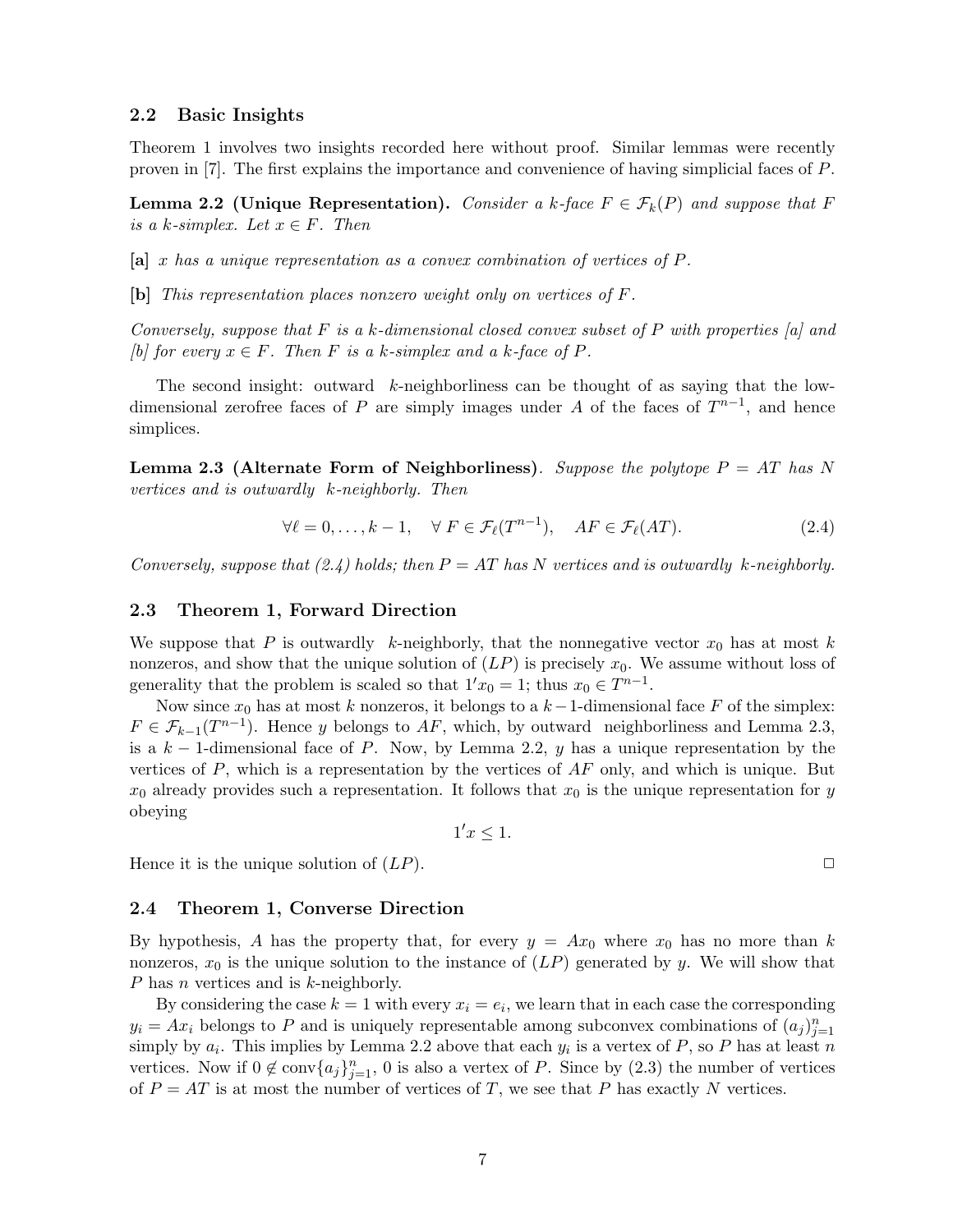### 2.2 Basic Insights

Theorem 1 involves two insights recorded here without proof. Similar lemmas were recently proven in [7]. The first explains the importance and convenience of having simplicial faces of $P$.

**Lemma 2.2 (Unique Representation).** *Consider a $k$-face $F \in \mathcal{F}_k(P)$ and suppose that $F$ is a $k$-simplex. Let $x \in F$. Then*

**[a]** *$x$ has a unique representation as a convex combination of vertices of $P$.*

**[b]** *This representation places nonzero weight only on vertices of $F$.*

*Conversely, suppose that $F$ is a $k$-dimensional closed convex subset of $P$ with properties [a] and [b] for every $x \in F$. Then $F$ is a $k$-simplex and a $k$-face of $P$.*

The second insight: outward $k$-neighborliness can be thought of as saying that the low-dimensional zerofree faces of $P$ are simply images under $A$ of the faces of $T^{n-1}$, and hence simplices.

**Lemma 2.3 (Alternate Form of Neighborliness).** *Suppose the polytope $P = AT$ has $N$ vertices and is outwardly $k$-neighborly. Then*

$$\forall \ell = 0, \dots, k-1, \quad \forall\, F \in \mathcal{F}_\ell(T^{n-1}), \quad AF \in \mathcal{F}_\ell(AT). \tag{2.4}$$

*Conversely, suppose that (2.4) holds; then $P = AT$ has $N$ vertices and is outwardly $k$-neighborly.*

### 2.3 Theorem 1, Forward Direction

We suppose that $P$ is outwardly $k$-neighborly, that the nonnegative vector $x_0$ has at most $k$ nonzeros, and show that the unique solution of $(LP)$ is precisely $x_0$. We assume without loss of generality that the problem is scaled so that $1'x_0 = 1$; thus $x_0 \in T^{n-1}$.

Now since $x_0$ has at most $k$ nonzeros, it belongs to a $k-1$-dimensional face $F$ of the simplex: $F \in \mathcal{F}_{k-1}(T^{n-1})$. Hence $y$ belongs to $AF$, which, by outward neighborliness and Lemma 2.3, is a $k-1$-dimensional face of $P$. Now, by Lemma 2.2, $y$ has a unique representation by the vertices of $P$, which is a representation by the vertices of $AF$ only, and which is unique. But $x_0$ already provides such a representation. It follows that $x_0$ is the unique representation for $y$ obeying

$$1'x \leq 1.$$

Hence it is the unique solution of $(LP)$. □

### 2.4 Theorem 1, Converse Direction

By hypothesis, $A$ has the property that, for every $y = Ax_0$ where $x_0$ has no more than $k$ nonzeros, $x_0$ is the unique solution to the instance of $(LP)$ generated by $y$. We will show that $P$ has $n$ vertices and is $k$-neighborly.

By considering the case $k = 1$ with every $x_i = e_i$, we learn that in each case the corresponding $y_i = Ax_i$ belongs to $P$ and is uniquely representable among subconvex combinations of $(a_j)_{j=1}^n$ simply by $a_i$. This implies by Lemma 2.2 above that each $y_i$ is a vertex of $P$, so $P$ has at least $n$ vertices. Now if $0 \notin \text{conv}\{a_j\}_{j=1}^n$, $0$ is also a vertex of $P$. Since by (2.3) the number of vertices of $P = AT$ is at most the number of vertices of $T$, we see that $P$ has exactly $N$ vertices.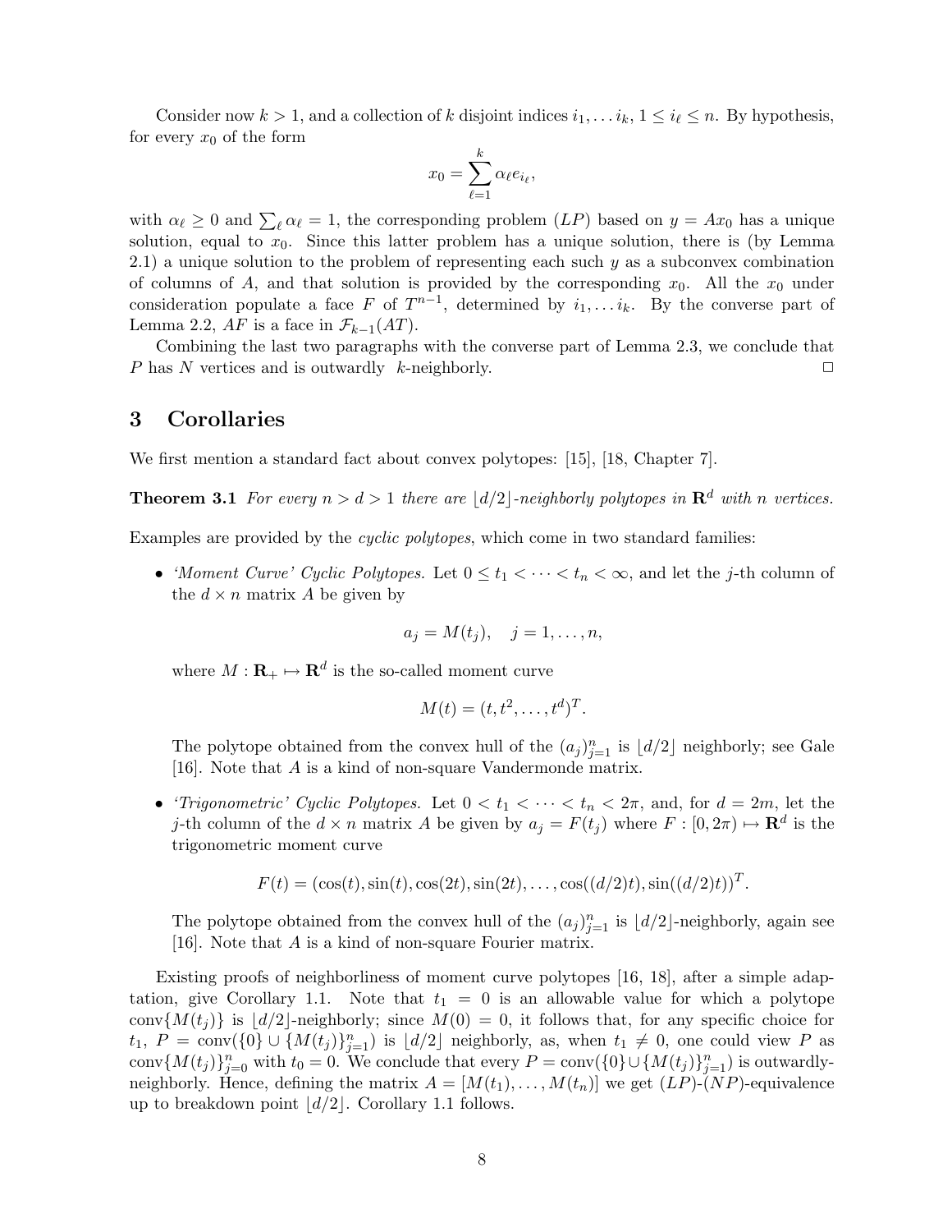Consider now $k > 1$, and a collection of $k$ disjoint indices $i_1, \dots i_k$, $1 \leq i_\ell \leq n$. By hypothesis, for every $x_0$ of the form

$$x_0 = \sum_{\ell=1}^{k} \alpha_\ell e_{i_\ell},$$

with $\alpha_\ell \geq 0$ and $\sum_\ell \alpha_\ell = 1$, the corresponding problem $(LP)$ based on $y = Ax_0$ has a unique solution, equal to $x_0$. Since this latter problem has a unique solution, there is (by Lemma 2.1) a unique solution to the problem of representing each such $y$ as a subconvex combination of columns of $A$, and that solution is provided by the corresponding $x_0$. All the $x_0$ under consideration populate a face $F$ of $T^{n-1}$, determined by $i_1, \dots i_k$. By the converse part of Lemma 2.2, $AF$ is a face in $\mathcal{F}_{k-1}(AT)$.

Combining the last two paragraphs with the converse part of Lemma 2.3, we conclude that $P$ has $N$ vertices and is outwardly $k$-neighborly. $\square$

## 3 Corollaries

We first mention a standard fact about convex polytopes: [15], [18, Chapter 7].

**Theorem 3.1** *For every $n > d > 1$ there are $\lfloor d/2 \rfloor$-neighborly polytopes in $\mathbf{R}^d$ with $n$ vertices.*

Examples are provided by the *cyclic polytopes*, which come in two standard families:

- *'Moment Curve' Cyclic Polytopes.* Let $0 \leq t_1 < \cdots < t_n < \infty$, and let the $j$-th column of the $d \times n$ matrix $A$ be given by

  $$a_j = M(t_j), \quad j = 1, \dots, n,$$

  where $M : \mathbf{R}_+ \mapsto \mathbf{R}^d$ is the so-called moment curve

  $$M(t) = (t, t^2, \dots, t^d)^T.$$

  The polytope obtained from the convex hull of the $(a_j)_{j=1}^n$ is $\lfloor d/2 \rfloor$ neighborly; see Gale [16]. Note that $A$ is a kind of non-square Vandermonde matrix.

- *'Trigonometric' Cyclic Polytopes.* Let $0 < t_1 < \cdots < t_n < 2\pi$, and, for $d = 2m$, let the $j$-th column of the $d \times n$ matrix $A$ be given by $a_j = F(t_j)$ where $F : [0, 2\pi) \mapsto \mathbf{R}^d$ is the trigonometric moment curve

  $$F(t) = (\cos(t), \sin(t), \cos(2t), \sin(2t), \dots, \cos((d/2)t), \sin((d/2)t))^T.$$

  The polytope obtained from the convex hull of the $(a_j)_{j=1}^n$ is $\lfloor d/2 \rfloor$-neighborly, again see [16]. Note that $A$ is a kind of non-square Fourier matrix.

Existing proofs of neighborliness of moment curve polytopes [16, 18], after a simple adaptation, give Corollary 1.1. Note that $t_1 = 0$ is an allowable value for which a polytope $\mathrm{conv}\{M(t_j)\}$ is $\lfloor d/2 \rfloor$-neighborly; since $M(0) = 0$, it follows that, for any specific choice for $t_1$, $P = \mathrm{conv}(\{0\} \cup \{M(t_j)\}_{j=1}^n)$ is $\lfloor d/2 \rfloor$ neighborly, as, when $t_1 \neq 0$, one could view $P$ as $\mathrm{conv}\{M(t_j)\}_{j=0}^n$ with $t_0 = 0$. We conclude that every $P = \mathrm{conv}(\{0\} \cup \{M(t_j)\}_{j=1}^n)$ is outwardly-neighborly. Hence, defining the matrix $A = [M(t_1), \dots, M(t_n)]$ we get $(LP)$-$(NP)$-equivalence up to breakdown point $\lfloor d/2 \rfloor$. Corollary 1.1 follows.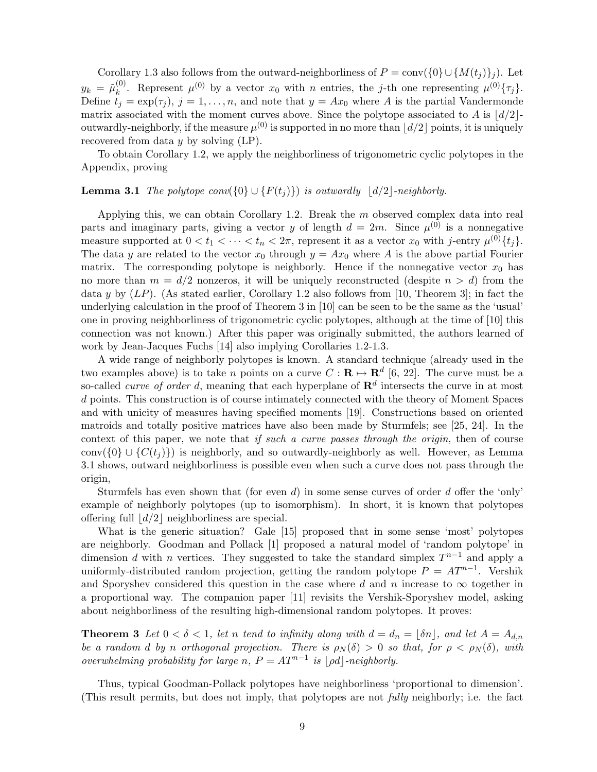Corollary 1.3 also follows from the outward-neighborliness of $P = \text{conv}(\{0\} \cup \{M(t_j)\}_j)$. Let $y_k = \tilde{\mu}_k^{(0)}$. Represent $\mu^{(0)}$ by a vector $x_0$ with $n$ entries, the $j$-th one representing $\mu^{(0)}\{\tau_j\}$. Define $t_j = \exp(\tau_j)$, $j = 1, \ldots, n$, and note that $y = Ax_0$ where $A$ is the partial Vandermonde matrix associated with the moment curves above. Since the polytope associated to $A$ is $\lfloor d/2 \rfloor$-outwardly-neighborly, if the measure $\mu^{(0)}$ is supported in no more than $\lfloor d/2 \rfloor$ points, it is uniquely recovered from data $y$ by solving (LP).

To obtain Corollary 1.2, we apply the neighborliness of trigonometric cyclic polytopes in the Appendix, proving

**Lemma 3.1** *The polytope conv($\{0\} \cup \{F(t_j)\}$) is outwardly $\lfloor d/2 \rfloor$-neighborly.*

Applying this, we can obtain Corollary 1.2. Break the $m$ observed complex data into real parts and imaginary parts, giving a vector $y$ of length $d = 2m$. Since $\mu^{(0)}$ is a nonnegative measure supported at $0 < t_1 < \cdots < t_n < 2\pi$, represent it as a vector $x_0$ with $j$-entry $\mu^{(0)}\{t_j\}$. The data $y$ are related to the vector $x_0$ through $y = Ax_0$ where $A$ is the above partial Fourier matrix. The corresponding polytope is neighborly. Hence if the nonnegative vector $x_0$ has no more than $m = d/2$ nonzeros, it will be uniquely reconstructed (despite $n > d$) from the data $y$ by ($LP$). (As stated earlier, Corollary 1.2 also follows from [10, Theorem 3]; in fact the underlying calculation in the proof of Theorem 3 in [10] can be seen to be the same as the 'usual' one in proving neighborliness of trigonometric cyclic polytopes, although at the time of [10] this connection was not known.) After this paper was originally submitted, the authors learned of work by Jean-Jacques Fuchs [14] also implying Corollaries 1.2-1.3.

A wide range of neighborly polytopes is known. A standard technique (already used in the two examples above) is to take $n$ points on a curve $C : \mathbf{R} \mapsto \mathbf{R}^d$ [6, 22]. The curve must be a so-called *curve of order d*, meaning that each hyperplane of $\mathbf{R}^d$ intersects the curve in at most $d$ points. This construction is of course intimately connected with the theory of Moment Spaces and with unicity of measures having specified moments [19]. Constructions based on oriented matroids and totally positive matrices have also been made by Sturmfels; see [25, 24]. In the context of this paper, we note that *if such a curve passes through the origin*, then of course $\text{conv}(\{0\} \cup \{C(t_j)\})$ is neighborly, and so outwardly-neighborly as well. However, as Lemma 3.1 shows, outward neighborliness is possible even when such a curve does not pass through the origin,

Sturmfels has even shown that (for even $d$) in some sense curves of order $d$ offer the 'only' example of neighborly polytopes (up to isomorphism). In short, it is known that polytopes offering full $\lfloor d/2 \rfloor$ neighborliness are special.

What is the generic situation? Gale [15] proposed that in some sense 'most' polytopes are neighborly. Goodman and Pollack [1] proposed a natural model of 'random polytope' in dimension $d$ with $n$ vertices. They suggested to take the standard simplex $T^{n-1}$ and apply a uniformly-distributed random projection, getting the random polytope $P = AT^{n-1}$. Vershik and Sporyshev considered this question in the case where $d$ and $n$ increase to $\infty$ together in a proportional way. The companion paper [11] revisits the Vershik-Sporyshev model, asking about neighborliness of the resulting high-dimensional random polytopes. It proves:

**Theorem 3** *Let $0 < \delta < 1$, let $n$ tend to infinity along with $d = d_n = \lfloor \delta n \rfloor$, and let $A = A_{d,n}$ be a random $d$ by $n$ orthogonal projection. There is $\rho_N(\delta) > 0$ so that, for $\rho < \rho_N(\delta)$, with overwhelming probability for large $n$, $P = AT^{n-1}$ is $\lfloor \rho d \rfloor$-neighborly.*

Thus, typical Goodman-Pollack polytopes have neighborliness 'proportional to dimension'. (This result permits, but does not imply, that polytopes are not *fully* neighborly; i.e. the fact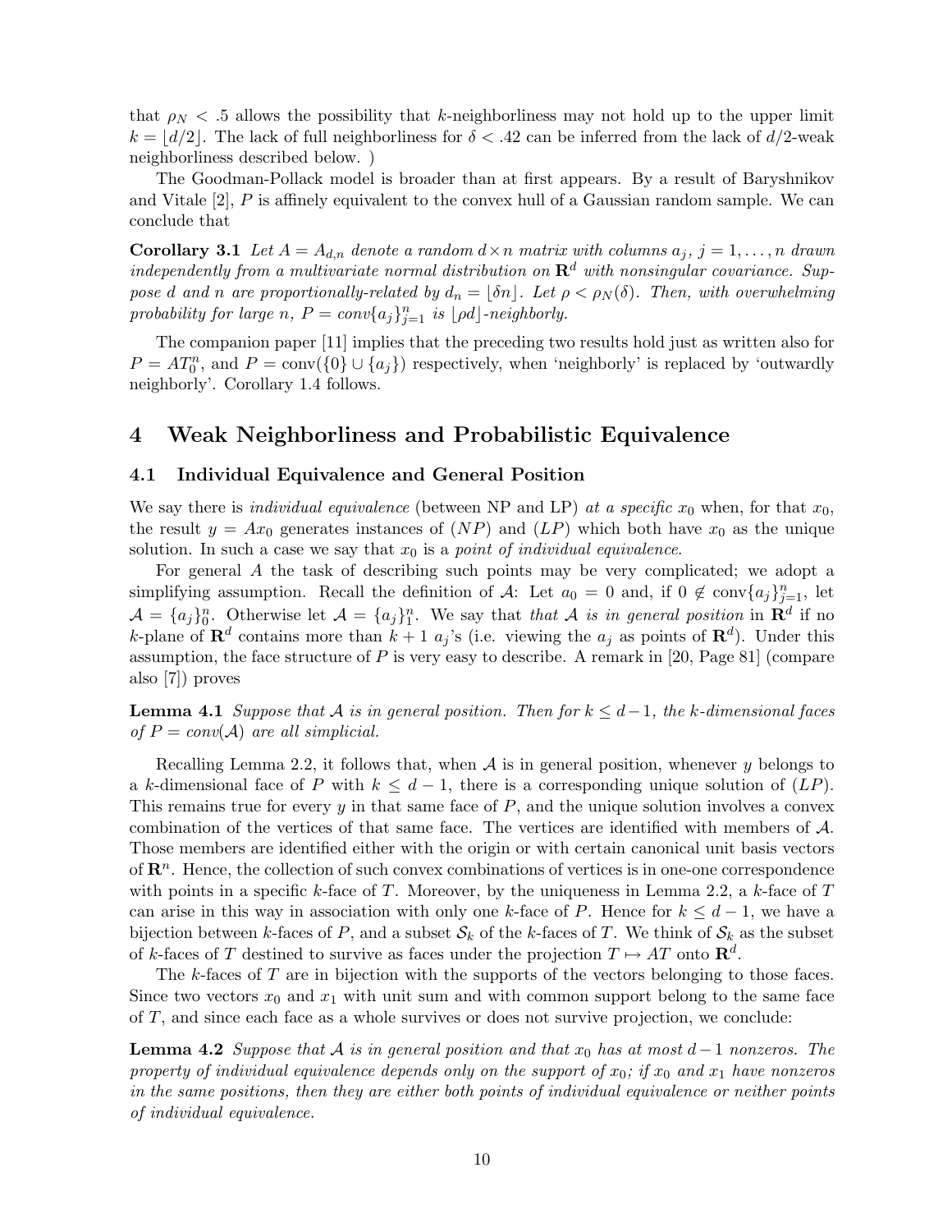that $\rho_N < .5$ allows the possibility that $k$-neighborliness may not hold up to the upper limit $k = \lfloor d/2 \rfloor$. The lack of full neighborliness for $\delta < .42$ can be inferred from the lack of $d/2$-weak neighborliness described below. )

The Goodman-Pollack model is broader than at first appears. By a result of Baryshnikov and Vitale [2], $P$ is affinely equivalent to the convex hull of a Gaussian random sample. We can conclude that

**Corollary 3.1** *Let $A = A_{d,n}$ denote a random $d \times n$ matrix with columns $a_j$, $j = 1, \dots, n$ drawn independently from a multivariate normal distribution on $\mathbf{R}^d$ with nonsingular covariance. Suppose $d$ and $n$ are proportionally-related by $d_n = \lfloor \delta n \rfloor$. Let $\rho < \rho_N(\delta)$. Then, with overwhelming probability for large $n$, $P = conv\{a_j\}_{j=1}^n$ is $\lfloor \rho d \rfloor$-neighborly.*

The companion paper [11] implies that the preceding two results hold just as written also for $P = AT_0^n$, and $P = \mathrm{conv}(\{0\} \cup \{a_j\})$ respectively, when 'neighborly' is replaced by 'outwardly neighborly'. Corollary 1.4 follows.

# 4 Weak Neighborliness and Probabilistic Equivalence

## 4.1 Individual Equivalence and General Position

We say there is *individual equivalence* (between NP and LP) *at a specific* $x_0$ when, for that $x_0$, the result $y = Ax_0$ generates instances of $(NP)$ and $(LP)$ which both have $x_0$ as the unique solution. In such a case we say that $x_0$ is a *point of individual equivalence*.

For general $A$ the task of describing such points may be very complicated; we adopt a simplifying assumption. Recall the definition of $\mathcal{A}$: Let $a_0 = 0$ and, if $0 \notin \mathrm{conv}\{a_j\}_{j=1}^n$, let $\mathcal{A} = \{a_j\}_0^n$. Otherwise let $\mathcal{A} = \{a_j\}_1^n$. We say that *that $\mathcal{A}$ is in general position* in $\mathbf{R}^d$ if no $k$-plane of $\mathbf{R}^d$ contains more than $k+1$ $a_j$'s (i.e. viewing the $a_j$ as points of $\mathbf{R}^d$). Under this assumption, the face structure of $P$ is very easy to describe. A remark in [20, Page 81] (compare also [7]) proves

**Lemma 4.1** *Suppose that $\mathcal{A}$ is in general position. Then for $k \le d-1$, the $k$-dimensional faces of $P = conv(\mathcal{A})$ are all simplicial.*

Recalling Lemma 2.2, it follows that, when $\mathcal{A}$ is in general position, whenever $y$ belongs to a $k$-dimensional face of $P$ with $k \le d-1$, there is a corresponding unique solution of $(LP)$. This remains true for every $y$ in that same face of $P$, and the unique solution involves a convex combination of the vertices of that same face. The vertices are identified with members of $\mathcal{A}$. Those members are identified either with the origin or with certain canonical unit basis vectors of $\mathbf{R}^n$. Hence, the collection of such convex combinations of vertices is in one-one correspondence with points in a specific $k$-face of $T$. Moreover, by the uniqueness in Lemma 2.2, a $k$-face of $T$ can arise in this way in association with only one $k$-face of $P$. Hence for $k \le d-1$, we have a bijection between $k$-faces of $P$, and a subset $\mathcal{S}_k$ of the $k$-faces of $T$. We think of $\mathcal{S}_k$ as the subset of $k$-faces of $T$ destined to survive as faces under the projection $T \mapsto AT$ onto $\mathbf{R}^d$.

The $k$-faces of $T$ are in bijection with the supports of the vectors belonging to those faces. Since two vectors $x_0$ and $x_1$ with unit sum and with common support belong to the same face of $T$, and since each face as a whole survives or does not survive projection, we conclude:

**Lemma 4.2** *Suppose that $\mathcal{A}$ is in general position and that $x_0$ has at most $d-1$ nonzeros. The property of individual equivalence depends only on the support of $x_0$; if $x_0$ and $x_1$ have nonzeros in the same positions, then they are either both points of individual equivalence or neither points of individual equivalence.*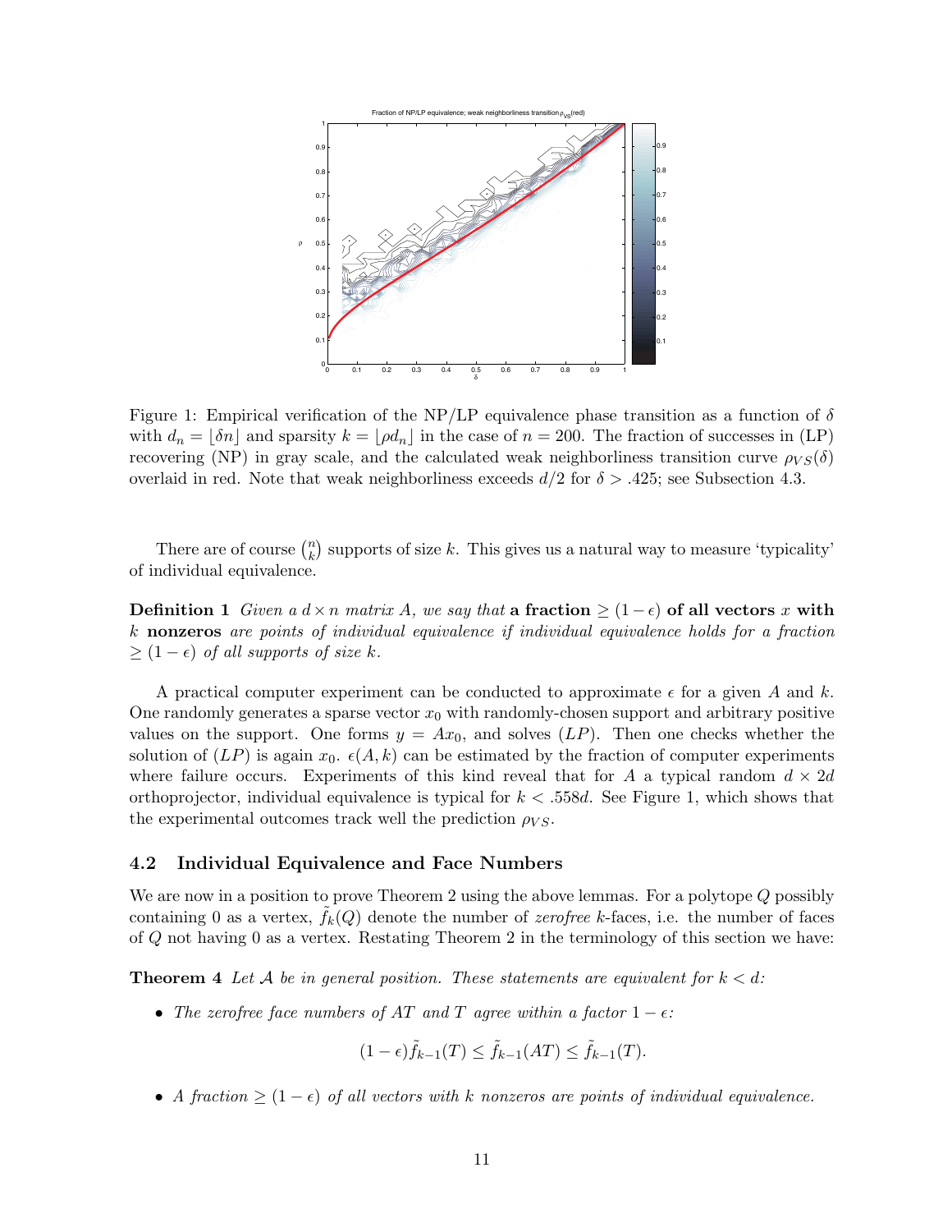Figure 1: Empirical verification of the NP/LP equivalence phase transition as a function of $\delta$ with $d_n = \lfloor \delta n \rfloor$ and sparsity $k = \lfloor \rho d_n \rfloor$ in the case of $n = 200$. The fraction of successes in (LP) recovering (NP) in gray scale, and the calculated weak neighborliness transition curve $\rho_{VS}(\delta)$ overlaid in red. Note that weak neighborliness exceeds $d/2$ for $\delta > .425$; see Subsection 4.3.

There are of course $\binom{n}{k}$ supports of size $k$. This gives us a natural way to measure 'typicality' of individual equivalence.

**Definition 1** *Given a $d \times n$ matrix $A$, we say that* **a fraction $\geq (1-\epsilon)$ of all vectors $x$ with $k$ nonzeros** *are points of individual equivalence if individual equivalence holds for a fraction $\geq (1-\epsilon)$ of all supports of size $k$.*

A practical computer experiment can be conducted to approximate $\epsilon$ for a given $A$ and $k$. One randomly generates a sparse vector $x_0$ with randomly-chosen support and arbitrary positive values on the support. One forms $y = Ax_0$, and solves $(LP)$. Then one checks whether the solution of $(LP)$ is again $x_0$. $\epsilon(A, k)$ can be estimated by the fraction of computer experiments where failure occurs. Experiments of this kind reveal that for $A$ a typical random $d \times 2d$ orthoprojector, individual equivalence is typical for $k < .558d$. See Figure 1, which shows that the experimental outcomes track well the prediction $\rho_{VS}$.

## 4.2 Individual Equivalence and Face Numbers

We are now in a position to prove Theorem 2 using the above lemmas. For a polytope $Q$ possibly containing 0 as a vertex, $\tilde{f}_k(Q)$ denote the number of *zerofree* $k$-faces, i.e. the number of faces of $Q$ not having 0 as a vertex. Restating Theorem 2 in the terminology of this section we have:

**Theorem 4** *Let $\mathcal{A}$ be in general position. These statements are equivalent for $k < d$:*

- *The zerofree face numbers of $AT$ and $T$ agree within a factor $1-\epsilon$:*

$$(1-\epsilon)\tilde{f}_{k-1}(T) \leq \tilde{f}_{k-1}(AT) \leq \tilde{f}_{k-1}(T).$$

- *A fraction $\geq (1-\epsilon)$ of all vectors with $k$ nonzeros are points of individual equivalence.*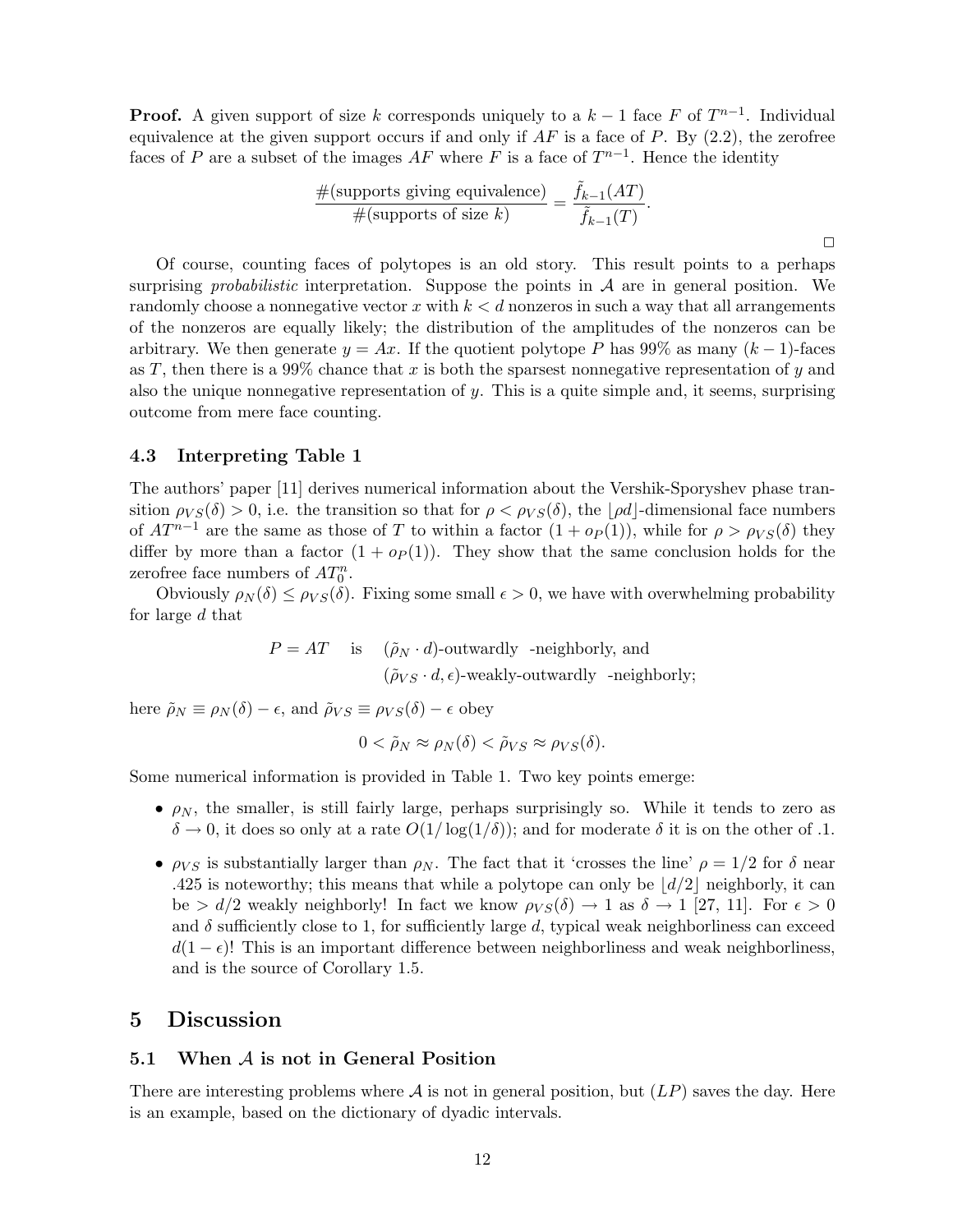**Proof.** A given support of size $k$ corresponds uniquely to a $k-1$ face $F$ of $T^{n-1}$. Individual equivalence at the given support occurs if and only if $AF$ is a face of $P$. By (2.2), the zerofree faces of $P$ are a subset of the images $AF$ where $F$ is a face of $T^{n-1}$. Hence the identity

$$\frac{\#(\text{supports giving equivalence})}{\#(\text{supports of size } k)} = \frac{\tilde{f}_{k-1}(AT)}{\tilde{f}_{k-1}(T)}.$$

□

Of course, counting faces of polytopes is an old story. This result points to a perhaps surprising *probabilistic* interpretation. Suppose the points in $\mathcal{A}$ are in general position. We randomly choose a nonnegative vector $x$ with $k < d$ nonzeros in such a way that all arrangements of the nonzeros are equally likely; the distribution of the amplitudes of the nonzeros can be arbitrary. We then generate $y = Ax$. If the quotient polytope $P$ has 99% as many $(k-1)$-faces as $T$, then there is a 99% chance that $x$ is both the sparsest nonnegative representation of $y$ and also the unique nonnegative representation of $y$. This is a quite simple and, it seems, surprising outcome from mere face counting.

### 4.3 Interpreting Table 1

The authors' paper [11] derives numerical information about the Vershik-Sporyshev phase transition $\rho_{VS}(\delta) > 0$, i.e. the transition so that for $\rho < \rho_{VS}(\delta)$, the $\lfloor \rho d \rfloor$-dimensional face numbers of $AT^{n-1}$ are the same as those of $T$ to within a factor $(1 + o_P(1))$, while for $\rho > \rho_{VS}(\delta)$ they differ by more than a factor $(1 + o_P(1))$. They show that the same conclusion holds for the zerofree face numbers of $AT_0^n$.

Obviously $\rho_N(\delta) \leq \rho_{VS}(\delta)$. Fixing some small $\epsilon > 0$, we have with overwhelming probability for large $d$ that

$$\begin{aligned} P = AT \quad \text{is} \quad & (\tilde{\rho}_N \cdot d)\text{-outwardly -neighborly, and} \\ & (\tilde{\rho}_{VS} \cdot d, \epsilon)\text{-weakly-outwardly -neighborly;} \end{aligned}$$

here $\tilde{\rho}_N \equiv \rho_N(\delta) - \epsilon$, and $\tilde{\rho}_{VS} \equiv \rho_{VS}(\delta) - \epsilon$ obey

$$0 < \tilde{\rho}_N \approx \rho_N(\delta) < \tilde{\rho}_{VS} \approx \rho_{VS}(\delta).$$

Some numerical information is provided in Table 1. Two key points emerge:

- $\rho_N$, the smaller, is still fairly large, perhaps surprisingly so. While it tends to zero as $\delta \to 0$, it does so only at a rate $O(1/\log(1/\delta))$; and for moderate $\delta$ it is on the other of .1.
- $\rho_{VS}$ is substantially larger than $\rho_N$. The fact that it 'crosses the line' $\rho = 1/2$ for $\delta$ near .425 is noteworthy; this means that while a polytope can only be $\lfloor d/2 \rfloor$ neighborly, it can be $> d/2$ weakly neighborly! In fact we know $\rho_{VS}(\delta) \to 1$ as $\delta \to 1$ [27, 11]. For $\epsilon > 0$ and $\delta$ sufficiently close to 1, for sufficiently large $d$, typical weak neighborliness can exceed $d(1-\epsilon)$! This is an important difference between neighborliness and weak neighborliness, and is the source of Corollary 1.5.

## 5 Discussion

### 5.1 When $\mathcal{A}$ is not in General Position

There are interesting problems where $\mathcal{A}$ is not in general position, but $(LP)$ saves the day. Here is an example, based on the dictionary of dyadic intervals.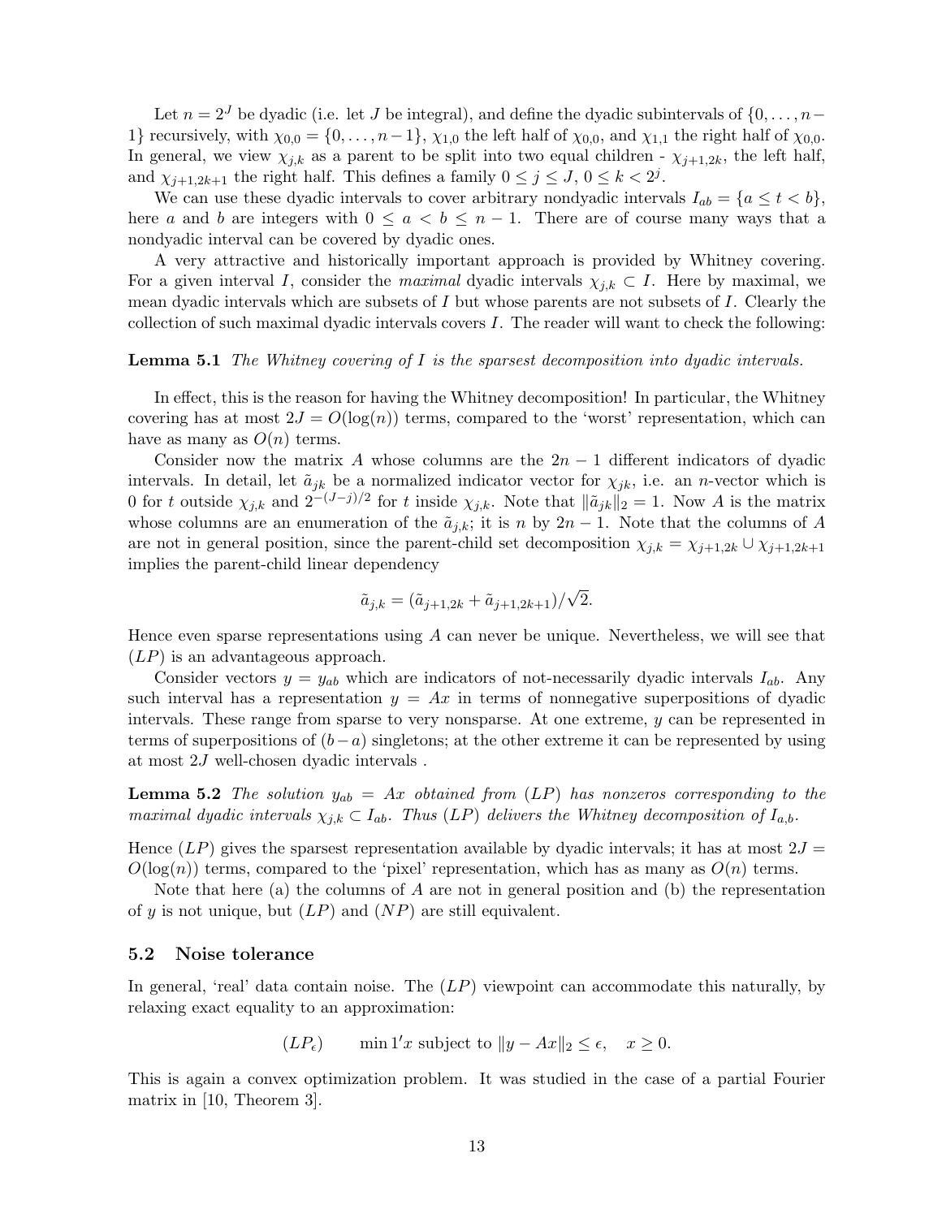Let $n = 2^J$ be dyadic (i.e. let $J$ be integral), and define the dyadic subintervals of $\{0, \dots, n-1\}$ recursively, with $\chi_{0,0} = \{0, \dots, n-1\}$, $\chi_{1,0}$ the left half of $\chi_{0,0}$, and $\chi_{1,1}$ the right half of $\chi_{0,0}$. In general, we view $\chi_{j,k}$ as a parent to be split into two equal children - $\chi_{j+1,2k}$, the left half, and $\chi_{j+1,2k+1}$ the right half. This defines a family $0 \le j \le J$, $0 \le k < 2^j$.

We can use these dyadic intervals to cover arbitrary nondyadic intervals $I_{ab} = \{a \le t < b\}$, here $a$ and $b$ are integers with $0 \le a < b \le n-1$. There are of course many ways that a nondyadic interval can be covered by dyadic ones.

A very attractive and historically important approach is provided by Whitney covering. For a given interval $I$, consider the *maximal* dyadic intervals $\chi_{j,k} \subset I$. Here by maximal, we mean dyadic intervals which are subsets of $I$ but whose parents are not subsets of $I$. Clearly the collection of such maximal dyadic intervals covers $I$. The reader will want to check the following:

**Lemma 5.1** *The Whitney covering of I is the sparsest decomposition into dyadic intervals.*

In effect, this is the reason for having the Whitney decomposition! In particular, the Whitney covering has at most $2J = O(\log(n))$ terms, compared to the 'worst' representation, which can have as many as $O(n)$ terms.

Consider now the matrix $A$ whose columns are the $2n-1$ different indicators of dyadic intervals. In detail, let $\tilde{a}_{jk}$ be a normalized indicator vector for $\chi_{jk}$, i.e. an $n$-vector which is 0 for $t$ outside $\chi_{j,k}$ and $2^{-(J-j)/2}$ for $t$ inside $\chi_{j,k}$. Note that $\|\tilde{a}_{jk}\|_2 = 1$. Now $A$ is the matrix whose columns are an enumeration of the $\tilde{a}_{j,k}$; it is $n$ by $2n-1$. Note that the columns of $A$ are not in general position, since the parent-child set decomposition $\chi_{j,k} = \chi_{j+1,2k} \cup \chi_{j+1,2k+1}$ implies the parent-child linear dependency

$$\tilde{a}_{j,k} = (\tilde{a}_{j+1,2k} + \tilde{a}_{j+1,2k+1})/\sqrt{2}.$$

Hence even sparse representations using $A$ can never be unique. Nevertheless, we will see that $(LP)$ is an advantageous approach.

Consider vectors $y = y_{ab}$ which are indicators of not-necessarily dyadic intervals $I_{ab}$. Any such interval has a representation $y = Ax$ in terms of nonnegative superpositions of dyadic intervals. These range from sparse to very nonsparse. At one extreme, $y$ can be represented in terms of superpositions of $(b-a)$ singletons; at the other extreme it can be represented by using at most $2J$ well-chosen dyadic intervals .

**Lemma 5.2** *The solution $y_{ab} = Ax$ obtained from $(LP)$ has nonzeros corresponding to the maximal dyadic intervals $\chi_{j,k} \subset I_{ab}$. Thus $(LP)$ delivers the Whitney decomposition of $I_{a,b}$.*

Hence $(LP)$ gives the sparsest representation available by dyadic intervals; it has at most $2J = O(\log(n))$ terms, compared to the 'pixel' representation, which has as many as $O(n)$ terms.

Note that here (a) the columns of $A$ are not in general position and (b) the representation of $y$ is not unique, but $(LP)$ and $(NP)$ are still equivalent.

### 5.2 Noise tolerance

In general, 'real' data contain noise. The $(LP)$ viewpoint can accommodate this naturally, by relaxing exact equality to an approximation:

$$(LP_\epsilon) \qquad \min 1'x \text{ subject to } \|y - Ax\|_2 \le \epsilon, \quad x \ge 0.$$

This is again a convex optimization problem. It was studied in the case of a partial Fourier matrix in [10, Theorem 3].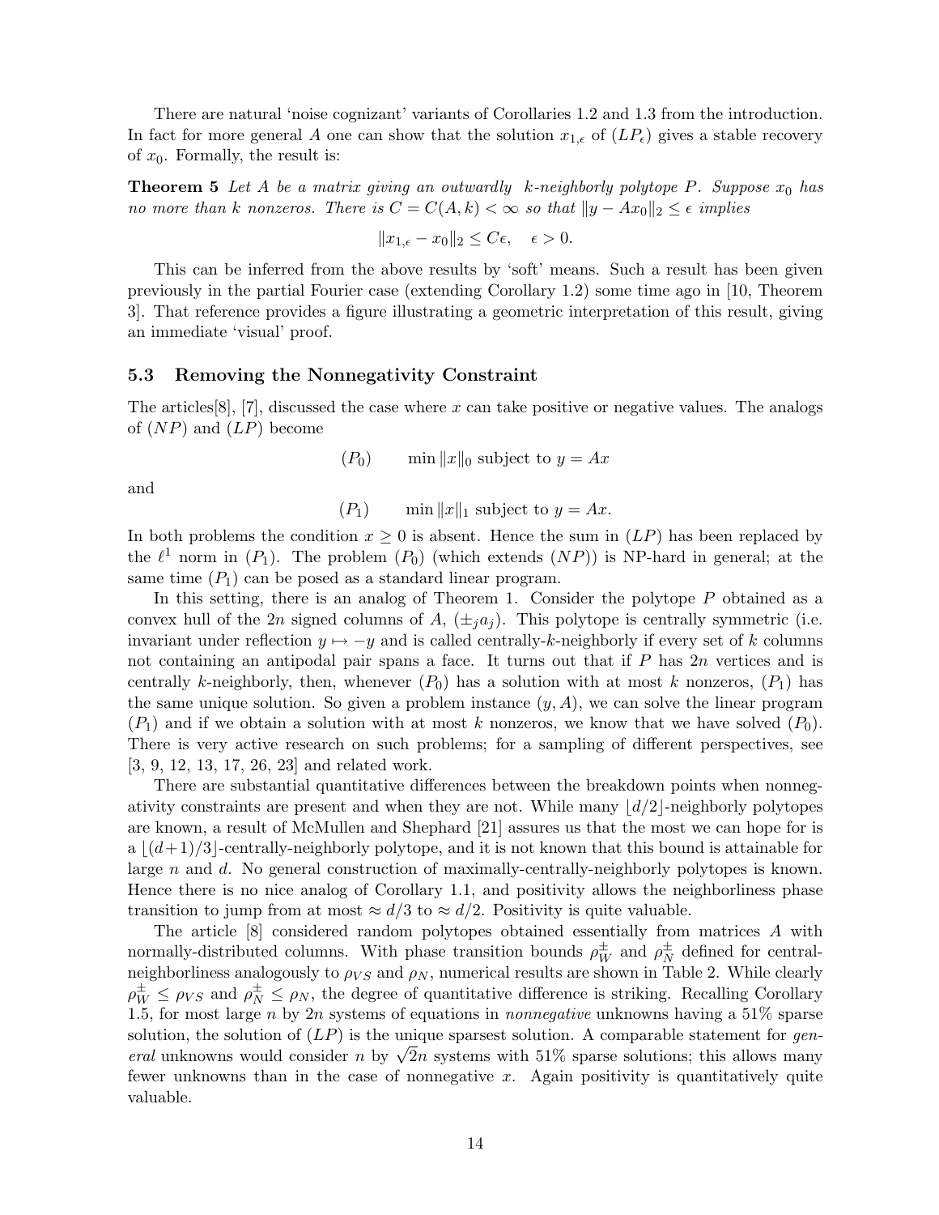There are natural 'noise cognizant' variants of Corollaries 1.2 and 1.3 from the introduction. In fact for more general $A$ one can show that the solution $x_{1,\epsilon}$ of $(LP_\epsilon)$ gives a stable recovery of $x_0$. Formally, the result is:

**Theorem 5** *Let $A$ be a matrix giving an outwardly $k$-neighborly polytope $P$. Suppose $x_0$ has no more than $k$ nonzeros. There is $C = C(A, k) < \infty$ so that $\|y - Ax_0\|_2 \leq \epsilon$ implies*

$$\|x_{1,\epsilon} - x_0\|_2 \leq C\epsilon, \quad \epsilon > 0.$$

This can be inferred from the above results by 'soft' means. Such a result has been given previously in the partial Fourier case (extending Corollary 1.2) some time ago in [10, Theorem 3]. That reference provides a figure illustrating a geometric interpretation of this result, giving an immediate 'visual' proof.

### 5.3 Removing the Nonnegativity Constraint

The articles[8], [7], discussed the case where $x$ can take positive or negative values. The analogs of $(NP)$ and $(LP)$ become

$$(P_0) \qquad \min \|x\|_0 \text{ subject to } y = Ax$$

and

$$(P_1) \qquad \min \|x\|_1 \text{ subject to } y = Ax.$$

In both problems the condition $x \geq 0$ is absent. Hence the sum in $(LP)$ has been replaced by the $\ell^1$ norm in $(P_1)$. The problem $(P_0)$ (which extends $(NP)$) is NP-hard in general; at the same time $(P_1)$ can be posed as a standard linear program.

In this setting, there is an analog of Theorem 1. Consider the polytope $P$ obtained as a convex hull of the $2n$ signed columns of $A$, $(\pm_j a_j)$. This polytope is centrally symmetric (i.e. invariant under reflection $y \mapsto -y$ and is called centrally-$k$-neighborly if every set of $k$ columns not containing an antipodal pair spans a face. It turns out that if $P$ has $2n$ vertices and is centrally $k$-neighborly, then, whenever $(P_0)$ has a solution with at most $k$ nonzeros, $(P_1)$ has the same unique solution. So given a problem instance $(y, A)$, we can solve the linear program $(P_1)$ and if we obtain a solution with at most $k$ nonzeros, we know that we have solved $(P_0)$. There is very active research on such problems; for a sampling of different perspectives, see [3, 9, 12, 13, 17, 26, 23] and related work.

There are substantial quantitative differences between the breakdown points when nonnegativity constraints are present and when they are not. While many $\lfloor d/2 \rfloor$-neighborly polytopes are known, a result of McMullen and Shephard [21] assures us that the most we can hope for is a $\lfloor (d+1)/3 \rfloor$-centrally-neighborly polytope, and it is not known that this bound is attainable for large $n$ and $d$. No general construction of maximally-centrally-neighborly polytopes is known. Hence there is no nice analog of Corollary 1.1, and positivity allows the neighborliness phase transition to jump from at most $\approx d/3$ to $\approx d/2$. Positivity is quite valuable.

The article [8] considered random polytopes obtained essentially from matrices $A$ with normally-distributed columns. With phase transition bounds $\rho_W^{\pm}$ and $\rho_N^{\pm}$ defined for central-neighborliness analogously to $\rho_{VS}$ and $\rho_N$, numerical results are shown in Table 2. While clearly $\rho_W^{\pm} \leq \rho_{VS}$ and $\rho_N^{\pm} \leq \rho_N$, the degree of quantitative difference is striking. Recalling Corollary 1.5, for most large $n$ by $2n$ systems of equations in *nonnegative* unknowns having a 51% sparse solution, the solution of $(LP)$ is the unique sparsest solution. A comparable statement for *general* unknowns would consider $n$ by $\sqrt{2}n$ systems with 51% sparse solutions; this allows many fewer unknowns than in the case of nonnegative $x$. Again positivity is quantitatively quite valuable.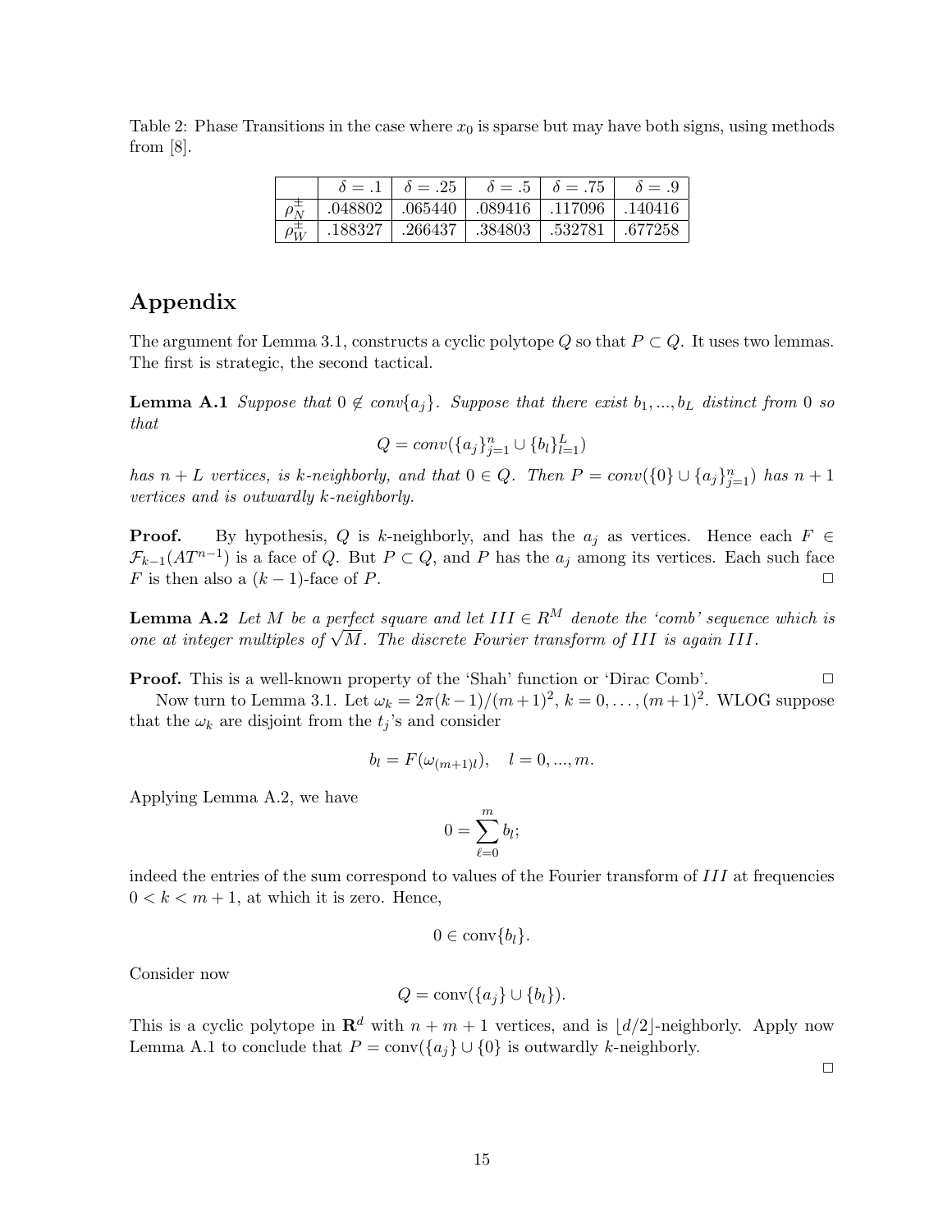Table 2: Phase Transitions in the case where $x_0$ is sparse but may have both signs, using methods from [8].

| | $\delta = .1$ | $\delta = .25$ | $\delta = .5$ | $\delta = .75$ | $\delta = .9$ |
|---|---|---|---|---|---|
| $\rho_N^{\pm}$ | .048802 | .065440 | .089416 | .117096 | .140416 |
| $\rho_W^{\pm}$ | .188327 | .266437 | .384803 | .532781 | .677258 |

# Appendix

The argument for Lemma 3.1, constructs a cyclic polytope $Q$ so that $P \subset Q$. It uses two lemmas. The first is strategic, the second tactical.

**Lemma A.1** *Suppose that $0 \notin conv\{a_j\}$. Suppose that there exist $b_1, ..., b_L$ distinct from 0 so that*

$$Q = conv(\{a_j\}_{j=1}^n \cup \{b_l\}_{l=1}^L)$$

*has $n + L$ vertices, is $k$-neighborly, and that $0 \in Q$. Then $P = conv(\{0\} \cup \{a_j\}_{j=1}^n)$ has $n + 1$ vertices and is outwardly $k$-neighborly.*

**Proof.** By hypothesis, $Q$ is $k$-neighborly, and has the $a_j$ as vertices. Hence each $F \in \mathcal{F}_{k-1}(AT^{n-1})$ is a face of $Q$. But $P \subset Q$, and $P$ has the $a_j$ among its vertices. Each such face $F$ is then also a $(k-1)$-face of $P$. $\Box$

**Lemma A.2** *Let $M$ be a perfect square and let $III \in R^M$ denote the 'comb' sequence which is one at integer multiples of $\sqrt{M}$. The discrete Fourier transform of $III$ is again $III$.*

**Proof.** This is a well-known property of the 'Shah' function or 'Dirac Comb'. $\Box$

Now turn to Lemma 3.1. Let $\omega_k = 2\pi(k-1)/(m+1)^2$, $k = 0, \ldots, (m+1)^2$. WLOG suppose that the $\omega_k$ are disjoint from the $t_j$'s and consider

$$b_l = F(\omega_{(m+1)l}), \quad l = 0, ..., m.$$

Applying Lemma A.2, we have

$$0 = \sum_{\ell=0}^{m} b_l;$$

indeed the entries of the sum correspond to values of the Fourier transform of $III$ at frequencies $0 < k < m + 1$, at which it is zero. Hence,

$$0 \in \text{conv}\{b_l\}.$$

Consider now

$$Q = \text{conv}(\{a_j\} \cup \{b_l\}).$$

This is a cyclic polytope in $\mathbf{R}^d$ with $n + m + 1$ vertices, and is $\lfloor d/2 \rfloor$-neighborly. Apply now Lemma A.1 to conclude that $P = \text{conv}(\{a_j\} \cup \{0\}$ is outwardly $k$-neighborly.

$\Box$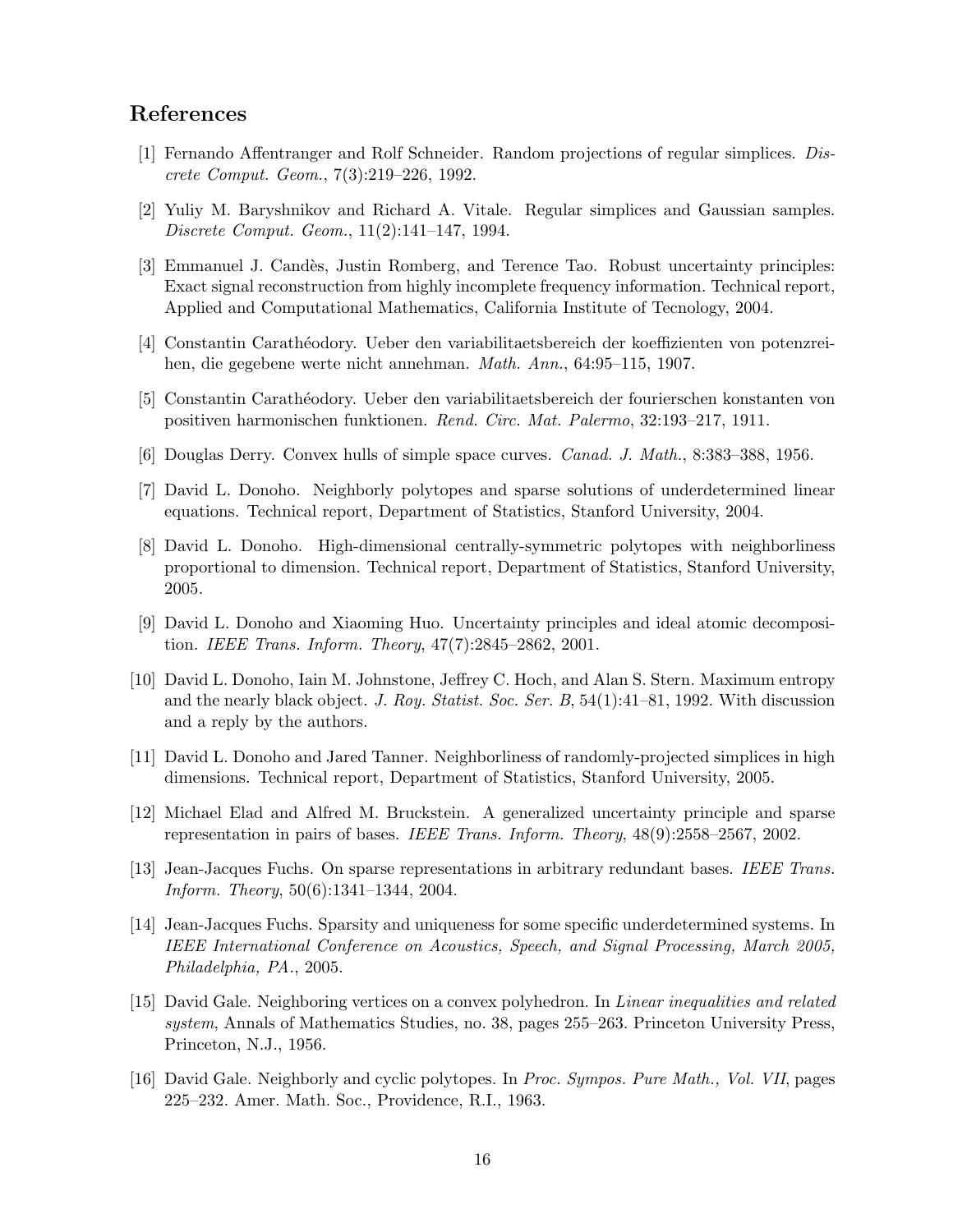## References

[1] Fernando Affentranger and Rolf Schneider. Random projections of regular simplices. *Discrete Comput. Geom.*, 7(3):219–226, 1992.

[2] Yuliy M. Baryshnikov and Richard A. Vitale. Regular simplices and Gaussian samples. *Discrete Comput. Geom.*, 11(2):141–147, 1994.

[3] Emmanuel J. Candès, Justin Romberg, and Terence Tao. Robust uncertainty principles: Exact signal reconstruction from highly incomplete frequency information. Technical report, Applied and Computational Mathematics, California Institute of Tecnology, 2004.

[4] Constantin Carathéodory. Ueber den variabilitaetsbereich der koeffizienten von potenzreihen, die gegebene werte nicht annehman. *Math. Ann.*, 64:95–115, 1907.

[5] Constantin Carathéodory. Ueber den variabilitaetsbereich der fourierschen konstanten von positiven harmonischen funktionen. *Rend. Circ. Mat. Palermo*, 32:193–217, 1911.

[6] Douglas Derry. Convex hulls of simple space curves. *Canad. J. Math.*, 8:383–388, 1956.

[7] David L. Donoho. Neighborly polytopes and sparse solutions of underdetermined linear equations. Technical report, Department of Statistics, Stanford University, 2004.

[8] David L. Donoho. High-dimensional centrally-symmetric polytopes with neighborliness proportional to dimension. Technical report, Department of Statistics, Stanford University, 2005.

[9] David L. Donoho and Xiaoming Huo. Uncertainty principles and ideal atomic decomposition. *IEEE Trans. Inform. Theory*, 47(7):2845–2862, 2001.

[10] David L. Donoho, Iain M. Johnstone, Jeffrey C. Hoch, and Alan S. Stern. Maximum entropy and the nearly black object. *J. Roy. Statist. Soc. Ser. B*, 54(1):41–81, 1992. With discussion and a reply by the authors.

[11] David L. Donoho and Jared Tanner. Neighborliness of randomly-projected simplices in high dimensions. Technical report, Department of Statistics, Stanford University, 2005.

[12] Michael Elad and Alfred M. Bruckstein. A generalized uncertainty principle and sparse representation in pairs of bases. *IEEE Trans. Inform. Theory*, 48(9):2558–2567, 2002.

[13] Jean-Jacques Fuchs. On sparse representations in arbitrary redundant bases. *IEEE Trans. Inform. Theory*, 50(6):1341–1344, 2004.

[14] Jean-Jacques Fuchs. Sparsity and uniqueness for some specific underdetermined systems. In *IEEE International Conference on Acoustics, Speech, and Signal Processing, March 2005, Philadelphia, PA.*, 2005.

[15] David Gale. Neighboring vertices on a convex polyhedron. In *Linear inequalities and related system*, Annals of Mathematics Studies, no. 38, pages 255–263. Princeton University Press, Princeton, N.J., 1956.

[16] David Gale. Neighborly and cyclic polytopes. In *Proc. Sympos. Pure Math., Vol. VII*, pages 225–232. Amer. Math. Soc., Providence, R.I., 1963.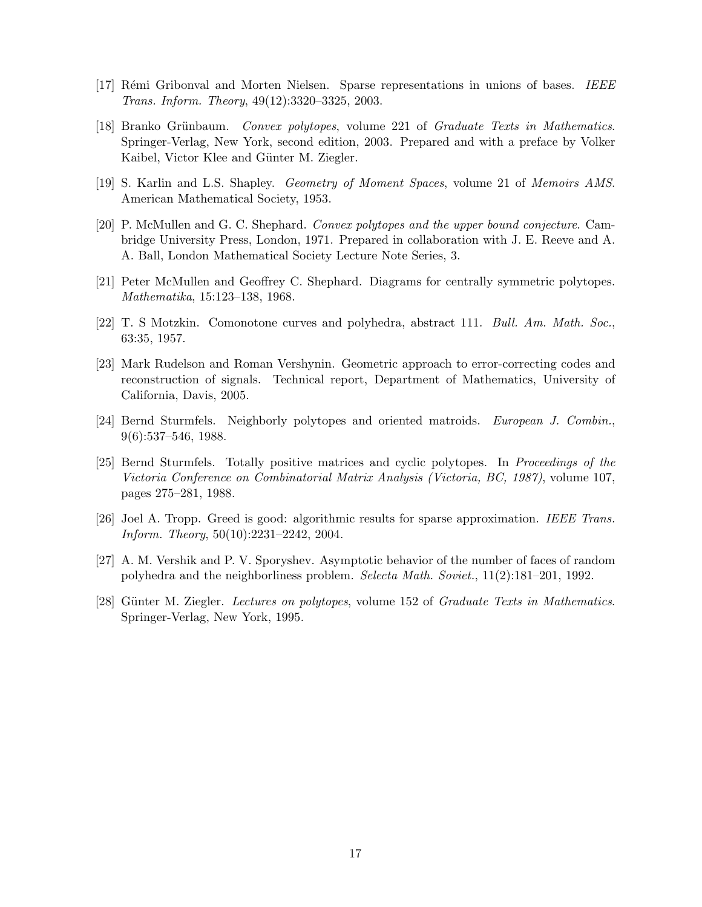[17] Rémi Gribonval and Morten Nielsen. Sparse representations in unions of bases. *IEEE Trans. Inform. Theory*, 49(12):3320–3325, 2003.

[18] Branko Grünbaum. *Convex polytopes*, volume 221 of *Graduate Texts in Mathematics*. Springer-Verlag, New York, second edition, 2003. Prepared and with a preface by Volker Kaibel, Victor Klee and Günter M. Ziegler.

[19] S. Karlin and L.S. Shapley. *Geometry of Moment Spaces*, volume 21 of *Memoirs AMS*. American Mathematical Society, 1953.

[20] P. McMullen and G. C. Shephard. *Convex polytopes and the upper bound conjecture*. Cambridge University Press, London, 1971. Prepared in collaboration with J. E. Reeve and A. A. Ball, London Mathematical Society Lecture Note Series, 3.

[21] Peter McMullen and Geoffrey C. Shephard. Diagrams for centrally symmetric polytopes. *Mathematika*, 15:123–138, 1968.

[22] T. S Motzkin. Comonotone curves and polyhedra, abstract 111. *Bull. Am. Math. Soc.*, 63:35, 1957.

[23] Mark Rudelson and Roman Vershynin. Geometric approach to error-correcting codes and reconstruction of signals. Technical report, Department of Mathematics, University of California, Davis, 2005.

[24] Bernd Sturmfels. Neighborly polytopes and oriented matroids. *European J. Combin.*, 9(6):537–546, 1988.

[25] Bernd Sturmfels. Totally positive matrices and cyclic polytopes. In *Proceedings of the Victoria Conference on Combinatorial Matrix Analysis (Victoria, BC, 1987)*, volume 107, pages 275–281, 1988.

[26] Joel A. Tropp. Greed is good: algorithmic results for sparse approximation. *IEEE Trans. Inform. Theory*, 50(10):2231–2242, 2004.

[27] A. M. Vershik and P. V. Sporyshev. Asymptotic behavior of the number of faces of random polyhedra and the neighborliness problem. *Selecta Math. Soviet.*, 11(2):181–201, 1992.

[28] Günter M. Ziegler. *Lectures on polytopes*, volume 152 of *Graduate Texts in Mathematics*. Springer-Verlag, New York, 1995.